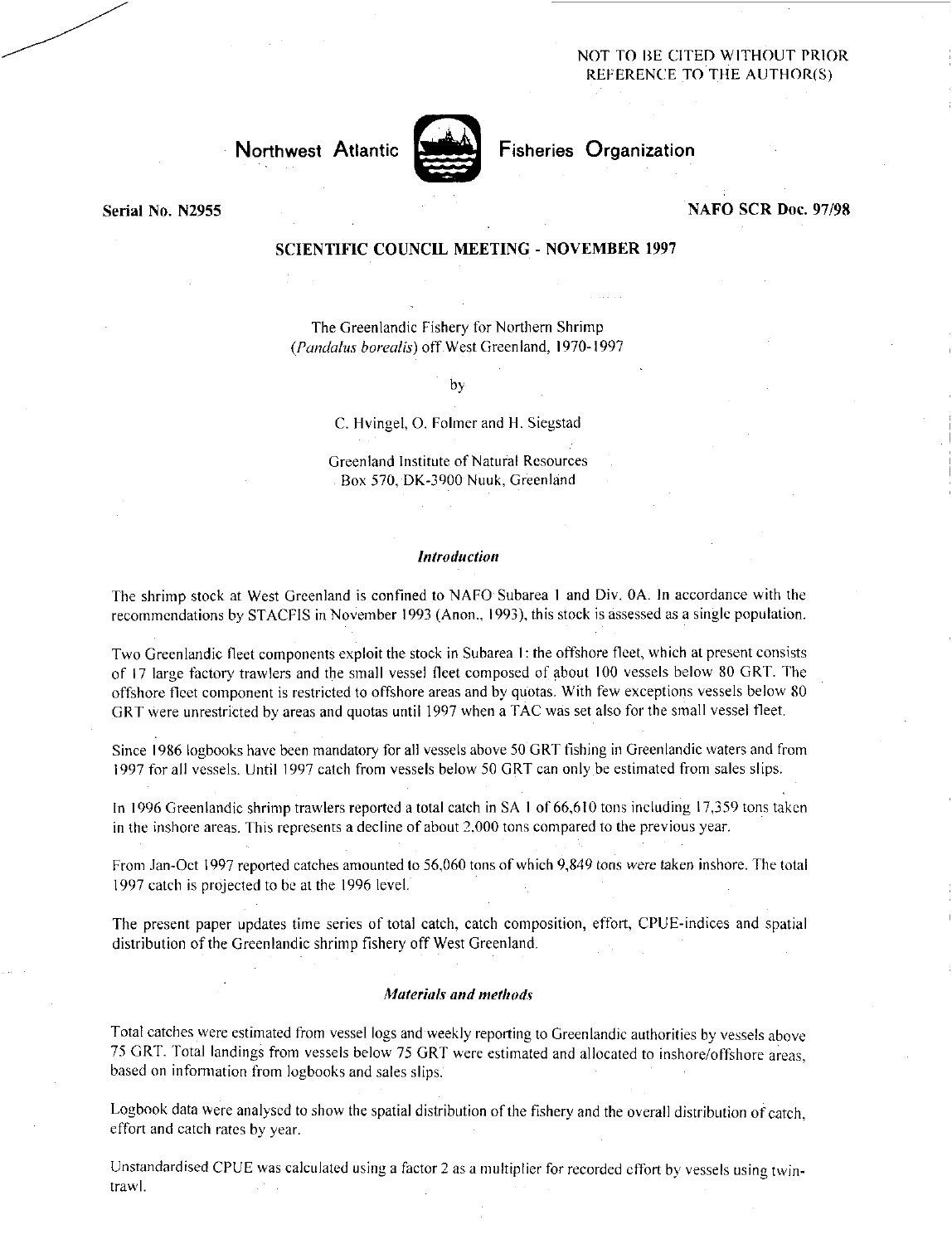NOT TO BE CITED WITHOUT PRIOR REFERENCE TO THE AUTHOR(S)

Northwest Atlantic Fisheries Organization

Serial No. N2955 | NAFO SCR Doc. 97/98

**SCIENTIFIC COUNCIL MEETING - NOVEMBER 1997**

# The Greenlandic Fishery for Northern Shrimp (*Pandalus borealis*) off West Greenland, 1970-1997

by

C. Hvingel, O. Folmer and H. Siegstad

Greenland Institute of Natural Resources
Box 570, DK-3900 Nuuk, Greenland

## *Introduction*

The shrimp stock at West Greenland is confined to NAFO Subarea 1 and Div. 0A. In accordance with the recommendations by STACFIS in November 1993 (Anon., 1993), this stock is assessed as a single population.

Two Greenlandic fleet components exploit the stock in Subarea 1: the offshore fleet, which at present consists of 17 large factory trawlers and the small vessel fleet composed of about 100 vessels below 80 GRT. The offshore fleet component is restricted to offshore areas and by quotas. With few exceptions vessels below 80 GRT were unrestricted by areas and quotas until 1997 when a TAC was set also for the small vessel fleet.

Since 1986 logbooks have been mandatory for all vessels above 50 GRT fishing in Greenlandic waters and from 1997 for all vessels. Until 1997 catch from vessels below 50 GRT can only be estimated from sales slips.

In 1996 Greenlandic shrimp trawlers reported a total catch in SA 1 of 66,610 tons including 17,359 tons taken in the inshore areas. This represents a decline of about 2,000 tons compared to the previous year.

From Jan-Oct 1997 reported catches amounted to 56,060 tons of which 9,849 tons were taken inshore. The total 1997 catch is projected to be at the 1996 level.

The present paper updates time series of total catch, catch composition, effort, CPUE-indices and spatial distribution of the Greenlandic shrimp fishery off West Greenland.

## *Materials and methods*

Total catches were estimated from vessel logs and weekly reporting to Greenlandic authorities by vessels above 75 GRT. Total landings from vessels below 75 GRT were estimated and allocated to inshore/offshore areas, based on information from logbooks and sales slips.

Logbook data were analysed to show the spatial distribution of the fishery and the overall distribution of catch, effort and catch rates by year.

Unstandardised CPUE was calculated using a factor 2 as a multiplier for recorded effort by vessels using twin-trawl.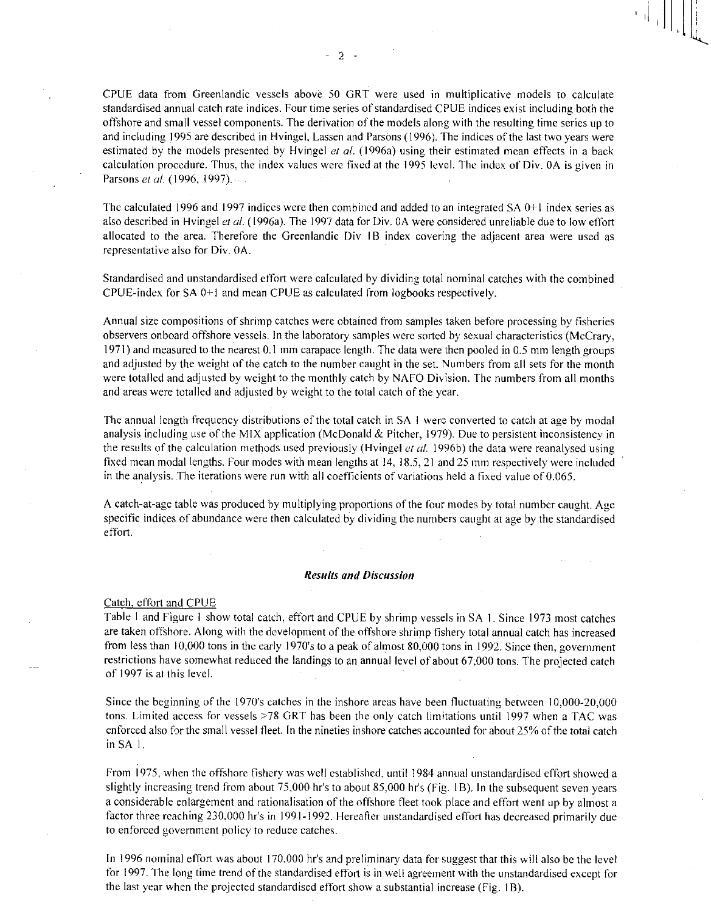CPUE data from Greenlandic vessels above 50 GRT were used in multiplicative models to calculate standardised annual catch rate indices. Four time series of standardised CPUE indices exist including both the offshore and small vessel components. The derivation of the models along with the resulting time series up to and including 1995 are described in Hvingel, Lassen and Parsons (1996). The indices of the last two years were estimated by the models presented by Hvingel *et al.* (1996a) using their estimated mean effects in a back calculation procedure. Thus, the index values were fixed at the 1995 level. The index of Div. 0A is given in Parsons *et al.* (1996, 1997).

The calculated 1996 and 1997 indices were then combined and added to an integrated SA 0+1 index series as also described in Hvingel *et al.* (1996a). The 1997 data for Div. 0A were considered unreliable due to low effort allocated to the area. Therefore the Greenlandic Div 1B index covering the adjacent area were used as representative also for Div. 0A.

Standardised and unstandardised effort were calculated by dividing total nominal catches with the combined CPUE-index for SA 0+1 and mean CPUE as calculated from logbooks respectively.

Annual size compositions of shrimp catches were obtained from samples taken before processing by fisheries observers onboard offshore vessels. In the laboratory samples were sorted by sexual characteristics (McCrary, 1971) and measured to the nearest 0.1 mm carapace length. The data were then pooled in 0.5 mm length groups and adjusted by the weight of the catch to the number caught in the set. Numbers from all sets for the month were totalled and adjusted by weight to the monthly catch by NAFO Division. The numbers from all months and areas were totalled and adjusted by weight to the total catch of the year.

The annual length frequency distributions of the total catch in SA 1 were converted to catch at age by modal analysis including use of the MIX application (McDonald & Pitcher, 1979). Due to persistent inconsistency in the results of the calculation methods used previously (Hvingel *et al.* 1996b) the data were reanalysed using fixed mean modal lengths. Four modes with mean lengths at 14, 18.5, 21 and 25 mm respectively were included in the analysis. The iterations were run with all coefficients of variations held a fixed value of 0.065.

A catch-at-age table was produced by multiplying proportions of the four modes by total number caught. Age specific indices of abundance were then calculated by dividing the numbers caught at age by the standardised effort.

## *Results and Discussion*

### Catch, effort and CPUE

Table 1 and Figure 1 show total catch, effort and CPUE by shrimp vessels in SA 1. Since 1973 most catches are taken offshore. Along with the development of the offshore shrimp fishery total annual catch has increased from less than 10,000 tons in the early 1970's to a peak of almost 80,000 tons in 1992. Since then, government restrictions have somewhat reduced the landings to an annual level of about 67,000 tons. The projected catch of 1997 is at this level.

Since the beginning of the 1970's catches in the inshore areas have been fluctuating between 10,000-20,000 tons. Limited access for vessels >78 GRT has been the only catch limitations until 1997 when a TAC was enforced also for the small vessel fleet. In the nineties inshore catches accounted for about 25% of the total catch in SA 1.

From 1975, when the offshore fishery was well established, until 1984 annual unstandardised effort showed a slightly increasing trend from about 75,000 hr's to about 85,000 hr's (Fig. 1B). In the subsequent seven years a considerable enlargement and rationalisation of the offshore fleet took place and effort went up by almost a factor three reaching 230,000 hr's in 1991-1992. Hereafter unstandardised effort has decreased primarily due to enforced government policy to reduce catches.

In 1996 nominal effort was about 170,000 hr's and preliminary data for suggest that this will also be the level for 1997. The long time trend of the standardised effort is in well agreement with the unstandardised except for the last year when the projected standardised effort show a substantial increase (Fig. 1B).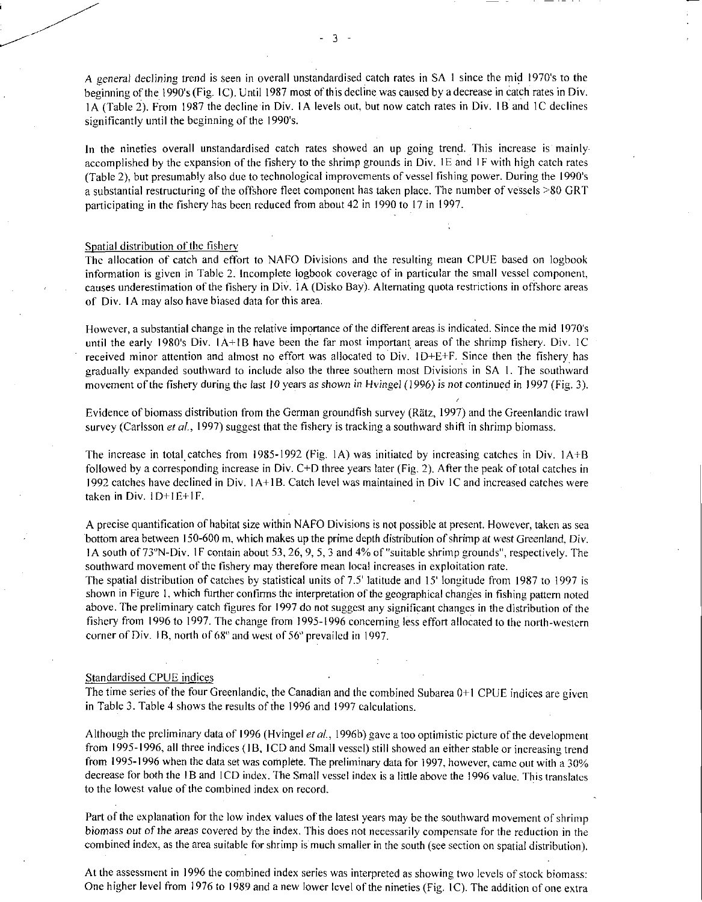A general declining trend is seen in overall unstandardised catch rates in SA 1 since the mid 1970's to the beginning of the 1990's (Fig. 1C). Until 1987 most of this decline was caused by a decrease in catch rates in Div. 1A (Table 2). From 1987 the decline in Div. 1A levels out, but now catch rates in Div. 1B and 1C declines significantly until the beginning of the 1990's.

In the nineties overall unstandardised catch rates showed an up going trend. This increase is mainly accomplished by the expansion of the fishery to the shrimp grounds in Div. 1E and 1F with high catch rates (Table 2), but presumably also due to technological improvements of vessel fishing power. During the 1990's a substantial restructuring of the offshore fleet component has taken place. The number of vessels >80 GRT participating in the fishery has been reduced from about 42 in 1990 to 17 in 1997.

Spatial distribution of the fishery

The allocation of catch and effort to NAFO Divisions and the resulting mean CPUE based on logbook information is given in Table 2. Incomplete logbook coverage of in particular the small vessel component, causes underestimation of the fishery in Div. 1A (Disko Bay). Alternating quota restrictions in offshore areas of Div. 1A may also have biased data for this area.

However, a substantial change in the relative importance of the different areas is indicated. Since the mid 1970's until the early 1980's Div. 1A+1B have been the far most important areas of the shrimp fishery. Div. 1C received minor attention and almost no effort was allocated to Div. 1D+E+F. Since then the fishery has gradually expanded southward to include also the three southern most Divisions in SA 1. The southward movement of the fishery during the last 10 years as shown in Hvingel (1996) is not continued in 1997 (Fig. 3).

Evidence of biomass distribution from the German groundfish survey (Rätz, 1997) and the Greenlandic trawl survey (Carlsson *et al.*, 1997) suggest that the fishery is tracking a southward shift in shrimp biomass.

The increase in total catches from 1985-1992 (Fig. 1A) was initiated by increasing catches in Div. 1A+B followed by a corresponding increase in Div. C+D three years later (Fig. 2). After the peak of total catches in 1992 catches have declined in Div. 1A+1B. Catch level was maintained in Div 1C and increased catches were taken in Div. 1D+1E+1F.

A precise quantification of habitat size within NAFO Divisions is not possible at present. However, taken as sea bottom area between 150-600 m, which makes up the prime depth distribution of shrimp at west Greenland, Div. 1A south of 73°N-Div. 1F contain about 53, 26, 9, 5, 3 and 4% of "suitable shrimp grounds", respectively. The southward movement of the fishery may therefore mean local increases in exploitation rate.
The spatial distribution of catches by statistical units of 7.5' latitude and 15' longitude from 1987 to 1997 is shown in Figure 1, which further confirms the interpretation of the geographical changes in fishing pattern noted above. The preliminary catch figures for 1997 do not suggest any significant changes in the distribution of the fishery from 1996 to 1997. The change from 1995-1996 concerning less effort allocated to the north-western corner of Div. 1B, north of 68° and west of 56° prevailed in 1997.

Standardised CPUE indices

The time series of the four Greenlandic, the Canadian and the combined Subarea 0+1 CPUE indices are given in Table 3. Table 4 shows the results of the 1996 and 1997 calculations.

Although the preliminary data of 1996 (Hvingel *et al.*, 1996b) gave a too optimistic picture of the development from 1995-1996, all three indices (1B, 1CD and Small vessel) still showed an either stable or increasing trend from 1995-1996 when the data set was complete. The preliminary data for 1997, however, came out with a 30% decrease for both the 1B and 1CD index. The Small vessel index is a little above the 1996 value. This translates to the lowest value of the combined index on record.

Part of the explanation for the low index values of the latest years may be the southward movement of shrimp biomass out of the areas covered by the index. This does not necessarily compensate for the reduction in the combined index, as the area suitable for shrimp is much smaller in the south (see section on spatial distribution).

At the assessment in 1996 the combined index series was interpreted as showing two levels of stock biomass: One higher level from 1976 to 1989 and a new lower level of the nineties (Fig. 1C). The addition of one extra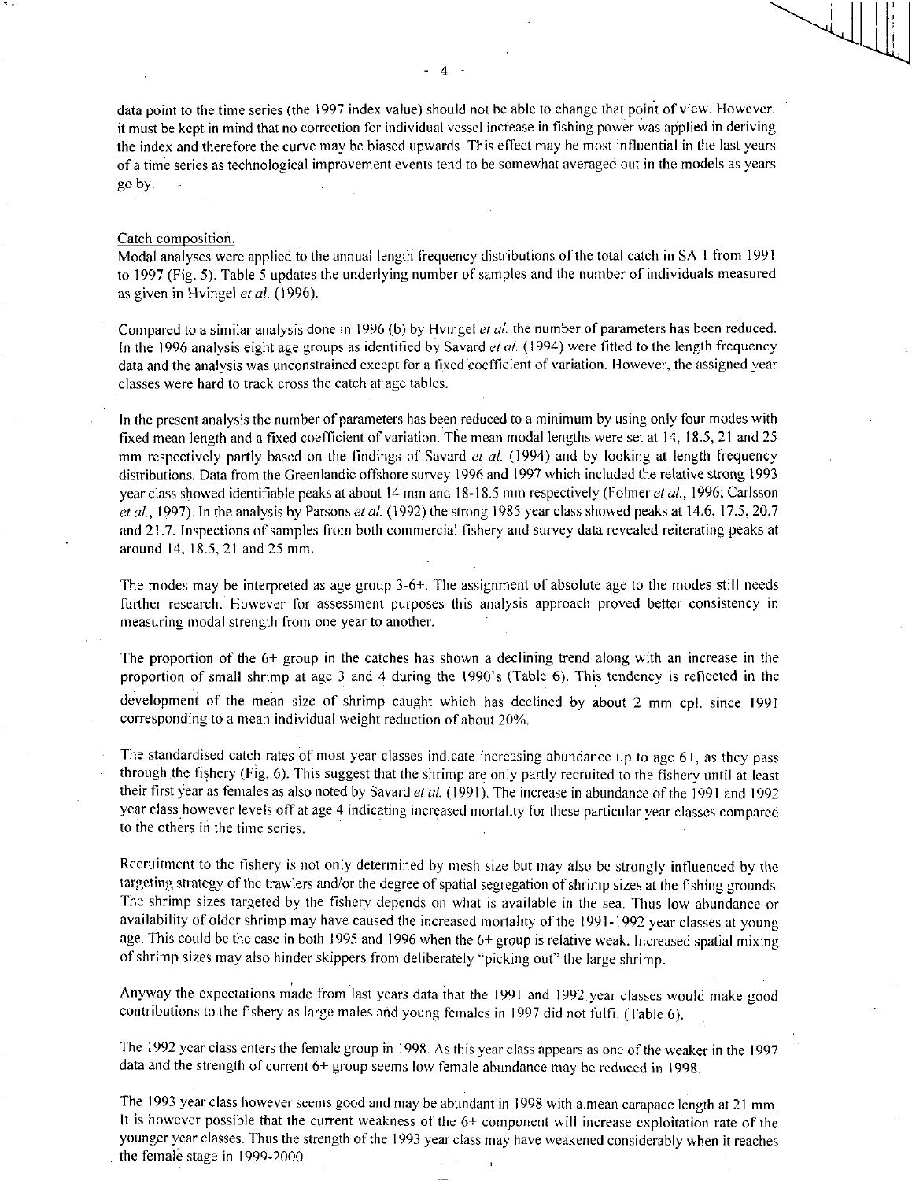data point to the time series (the 1997 index value) should not be able to change that point of view. However, it must be kept in mind that no correction for individual vessel increase in fishing power was applied in deriving the index and therefore the curve may be biased upwards. This effect may be most influential in the last years of a time series as technological improvement events tend to be somewhat averaged out in the models as years go by.

Catch composition.

Modal analyses were applied to the annual length frequency distributions of the total catch in SA 1 from 1991 to 1997 (Fig. 5). Table 5 updates the underlying number of samples and the number of individuals measured as given in Hvingel *et al.* (1996).

Compared to a similar analysis done in 1996 (b) by Hvingel *et al.* the number of parameters has been reduced. In the 1996 analysis eight age groups as identified by Savard *et al.* (1994) were fitted to the length frequency data and the analysis was unconstrained except for a fixed coefficient of variation. However, the assigned year classes were hard to track cross the catch at age tables.

In the present analysis the number of parameters has been reduced to a minimum by using only four modes with fixed mean length and a fixed coefficient of variation. The mean modal lengths were set at 14, 18.5, 21 and 25 mm respectively partly based on the findings of Savard *et al.* (1994) and by looking at length frequency distributions. Data from the Greenlandic offshore survey 1996 and 1997 which included the relative strong 1993 year class showed identifiable peaks at about 14 mm and 18-18.5 mm respectively (Folmer *et al.*, 1996; Carlsson *et al.*, 1997). In the analysis by Parsons *et al.* (1992) the strong 1985 year class showed peaks at 14.6, 17.5, 20.7 and 21.7. Inspections of samples from both commercial fishery and survey data revealed reiterating peaks at around 14, 18.5, 21 and 25 mm.

The modes may be interpreted as age group 3-6+. The assignment of absolute age to the modes still needs further research. However for assessment purposes this analysis approach proved better consistency in measuring modal strength from one year to another.

The proportion of the 6+ group in the catches has shown a declining trend along with an increase in the proportion of small shrimp at age 3 and 4 during the 1990's (Table 6). This tendency is reflected in the development of the mean size of shrimp caught which has declined by about 2 mm cpl. since 1991 corresponding to a mean individual weight reduction of about 20%.

The standardised catch rates of most year classes indicate increasing abundance up to age 6+, as they pass through the fishery (Fig. 6). This suggest that the shrimp are only partly recruited to the fishery until at least their first year as females as also noted by Savard *et al.* (1991). The increase in abundance of the 1991 and 1992 year class however levels off at age 4 indicating increased mortality for these particular year classes compared to the others in the time series.

Recruitment to the fishery is not only determined by mesh size but may also be strongly influenced by the targeting strategy of the trawlers and/or the degree of spatial segregation of shrimp sizes at the fishing grounds. The shrimp sizes targeted by the fishery depends on what is available in the sea. Thus low abundance or availability of older shrimp may have caused the increased mortality of the 1991-1992 year classes at young age. This could be the case in both 1995 and 1996 when the 6+ group is relative weak. Increased spatial mixing of shrimp sizes may also hinder skippers from deliberately "picking out" the large shrimp.

Anyway the expectations made from last years data that the 1991 and 1992 year classes would make good contributions to the fishery as large males and young females in 1997 did not fulfil (Table 6).

The 1992 year class enters the female group in 1998. As this year class appears as one of the weaker in the 1997 data and the strength of current 6+ group seems low female abundance may be reduced in 1998.

The 1993 year class however seems good and may be abundant in 1998 with a mean carapace length at 21 mm. It is however possible that the current weakness of the 6+ component will increase exploitation rate of the younger year classes. Thus the strength of the 1993 year class may have weakened considerably when it reaches the female stage in 1999-2000.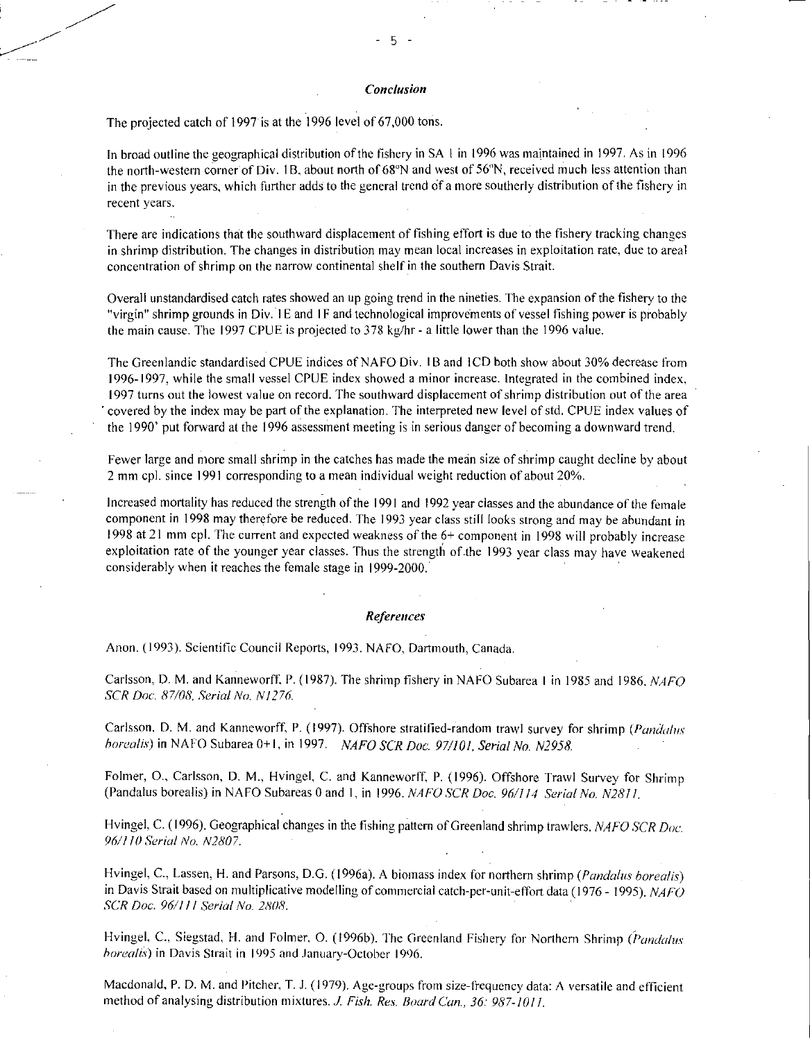## *Conclusion*

The projected catch of 1997 is at the 1996 level of 67,000 tons.

In broad outline the geographical distribution of the fishery in SA 1 in 1996 was maintained in 1997. As in 1996 the north-western corner of Div. 1B, about north of 68°N and west of 56°N, received much less attention than in the previous years, which further adds to the general trend of a more southerly distribution of the fishery in recent years.

There are indications that the southward displacement of fishing effort is due to the fishery tracking changes in shrimp distribution. The changes in distribution may mean local increases in exploitation rate, due to areal concentration of shrimp on the narrow continental shelf in the southern Davis Strait.

Overall unstandardised catch rates showed an up going trend in the nineties. The expansion of the fishery to the "virgin" shrimp grounds in Div. 1E and 1F and technological improvements of vessel fishing power is probably the main cause. The 1997 CPUE is projected to 378 kg/hr - a little lower than the 1996 value.

The Greenlandic standardised CPUE indices of NAFO Div. 1B and 1CD both show about 30% decrease from 1996-1997, while the small vessel CPUE index showed a minor increase. Integrated in the combined index, 1997 turns out the lowest value on record. The southward displacement of shrimp distribution out of the area covered by the index may be part of the explanation. The interpreted new level of std. CPUE index values of the 1990' put forward at the 1996 assessment meeting is in serious danger of becoming a downward trend.

Fewer large and more small shrimp in the catches has made the mean size of shrimp caught decline by about 2 mm cpl. since 1991 corresponding to a mean individual weight reduction of about 20%.

Increased mortality has reduced the strength of the 1991 and 1992 year classes and the abundance of the female component in 1998 may therefore be reduced. The 1993 year class still looks strong and may be abundant in 1998 at 21 mm cpl. The current and expected weakness of the 6+ component in 1998 will probably increase exploitation rate of the younger year classes. Thus the strength of the 1993 year class may have weakened considerably when it reaches the female stage in 1999-2000.

## *References*

Anon. (1993). Scientific Council Reports, 1993. NAFO, Dartmouth, Canada.

Carlsson, D. M. and Kanneworff, P. (1987). The shrimp fishery in NAFO Subarea 1 in 1985 and 1986. *NAFO SCR Doc. 87/08, Serial No. N1276.*

Carlsson, D. M. and Kanneworff, P. (1997). Offshore stratified-random trawl survey for shrimp (*Pandalus borealis*) in NAFO Subarea 0+1, in 1997. *NAFO SCR Doc. 97/101, Serial No. N2958.*

Folmer, O., Carlsson, D. M., Hvingel, C. and Kanneworff, P. (1996). Offshore Trawl Survey for Shrimp (Pandalus borealis) in NAFO Subareas 0 and 1, in 1996. *NAFO SCR Doc. 96/114 Serial No. N2811.*

Hvingel, C. (1996). Geographical changes in the fishing pattern of Greenland shrimp trawlers. *NAFO SCR Doc. 96/110 Serial No. N2807.*

Hvingel, C., Lassen, H. and Parsons, D.G. (1996a). A biomass index for northern shrimp (*Pandalus borealis*) in Davis Strait based on multiplicative modelling of commercial catch-per-unit-effort data (1976 - 1995). *NAFO SCR Doc. 96/111 Serial No. 2808.*

Hvingel, C., Siegstad, H. and Folmer, O. (1996b). The Greenland Fishery for Northern Shrimp (*Pandalus borealis*) in Davis Strait in 1995 and January-October 1996.

Macdonald, P. D. M. and Pitcher, T. J. (1979). Age-groups from size-frequency data: A versatile and efficient method of analysing distribution mixtures. *J. Fish. Res. Board Can., 36: 987-1011.*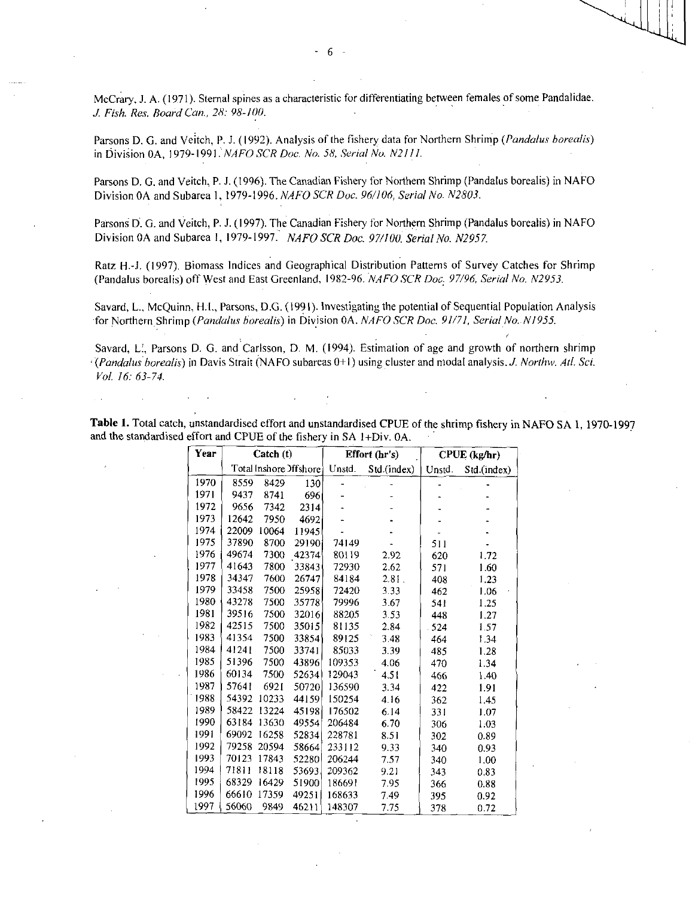McCrary, J. A. (1971). Sternal spines as a characteristic for differentiating between females of some Pandalidae. *J. Fish. Res. Board Can., 28: 98-100.*

Parsons D. G. and Veitch, P. J. (1992). Analysis of the fishery data for Northern Shrimp (*Pandalus borealis*) in Division 0A, 1979-1991. *NAFO SCR Doc. No. 58, Serial No. N2111.*

Parsons D. G. and Veitch, P. J. (1996). The Canadian Fishery for Northern Shrimp (Pandalus borealis) in NAFO Division 0A and Subarea 1, 1979-1996. *NAFO SCR Doc. 96/106, Serial No. N2803.*

Parsons D. G. and Veitch, P. J. (1997). The Canadian Fishery for Northern Shrimp (Pandalus borealis) in NAFO Division 0A and Subarea 1, 1979-1997. *NAFO SCR Doc. 97/100, Serial No. N2957.*

Ratz H.-J. (1997). Biomass Indices and Geographical Distribution Patterns of Survey Catches for Shrimp (Pandalus borealis) off West and East Greenland, 1982-96. *NAFO SCR Doc. 97/96, Serial No. N2953.*

Savard, L., McQuinn, H.I., Parsons, D.G. (1991). Investigating the potential of Sequential Population Analysis for Northern Shrimp (*Pandalus borealis*) in Division 0A. *NAFO SCR Doc. 91/71, Serial No. N1955.*

Savard, L., Parsons D. G. and Carlsson, D. M. (1994). Estimation of age and growth of northern shrimp (*Pandalus borealis*) in Davis Strait (NAFO subareas 0+1) using cluster and modal analysis. *J. Northw. Atl. Sci. Vol. 16: 63-74.*

**Table 1.** Total catch, unstandardised effort and unstandardised CPUE of the shrimp fishery in NAFO SA 1, 1970-1997 and the standardised effort and CPUE of the fishery in SA 1+Div. 0A.

| Year | Catch (t) | | | Effort (hr's) | | CPUE (kg/hr) | |
|---|---|---|---|---|---|---|---|
| | Total | Inshore | Offshore | Unstd. | Std.(index) | Unstd. | Std.(index) |
| 1970 | 8559 | 8429 | 130 | - | - | - | - |
| 1971 | 9437 | 8741 | 696 | - | - | - | - |
| 1972 | 9656 | 7342 | 2314 | - | - | - | - |
| 1973 | 12642 | 7950 | 4692 | - | - | - | - |
| 1974 | 22009 | 10064 | 11945 | - | - | - | - |
| 1975 | 37890 | 8700 | 29190 | 74149 | - | 511 | - |
| 1976 | 49674 | 7300 | 42374 | 80119 | 2.92 | 620 | 1.72 |
| 1977 | 41643 | 7800 | 33843 | 72930 | 2.62 | 571 | 1.60 |
| 1978 | 34347 | 7600 | 26747 | 84184 | 2.81 | 408 | 1.23 |
| 1979 | 33458 | 7500 | 25958 | 72420 | 3.33 | 462 | 1.06 |
| 1980 | 43278 | 7500 | 35778 | 79996 | 3.67 | 541 | 1.25 |
| 1981 | 39516 | 7500 | 32016 | 88205 | 3.53 | 448 | 1.27 |
| 1982 | 42515 | 7500 | 35015 | 81135 | 2.84 | 524 | 1.57 |
| 1983 | 41354 | 7500 | 33854 | 89125 | 3.48 | 464 | 1.34 |
| 1984 | 41241 | 7500 | 33741 | 85033 | 3.39 | 485 | 1.28 |
| 1985 | 51396 | 7500 | 43896 | 109353 | 4.06 | 470 | 1.34 |
| 1986 | 60134 | 7500 | 52634 | 129043 | 4.51 | 466 | 1.40 |
| 1987 | 57641 | 6921 | 50720 | 136590 | 3.34 | 422 | 1.91 |
| 1988 | 54392 | 10233 | 44159 | 150254 | 4.16 | 362 | 1.45 |
| 1989 | 58422 | 13224 | 45198 | 176502 | 6.14 | 331 | 1.07 |
| 1990 | 63184 | 13630 | 49554 | 206484 | 6.70 | 306 | 1.03 |
| 1991 | 69092 | 16258 | 52834 | 228781 | 8.51 | 302 | 0.89 |
| 1992 | 79258 | 20594 | 58664 | 233112 | 9.33 | 340 | 0.93 |
| 1993 | 70123 | 17843 | 52280 | 206244 | 7.57 | 340 | 1.00 |
| 1994 | 71811 | 18118 | 53693 | 209362 | 9.21 | 343 | 0.83 |
| 1995 | 68329 | 16429 | 51900 | 186691 | 7.95 | 366 | 0.88 |
| 1996 | 66610 | 17359 | 49251 | 168633 | 7.49 | 395 | 0.92 |
| 1997 | 56060 | 9849 | 46211 | 148307 | 7.75 | 378 | 0.72 |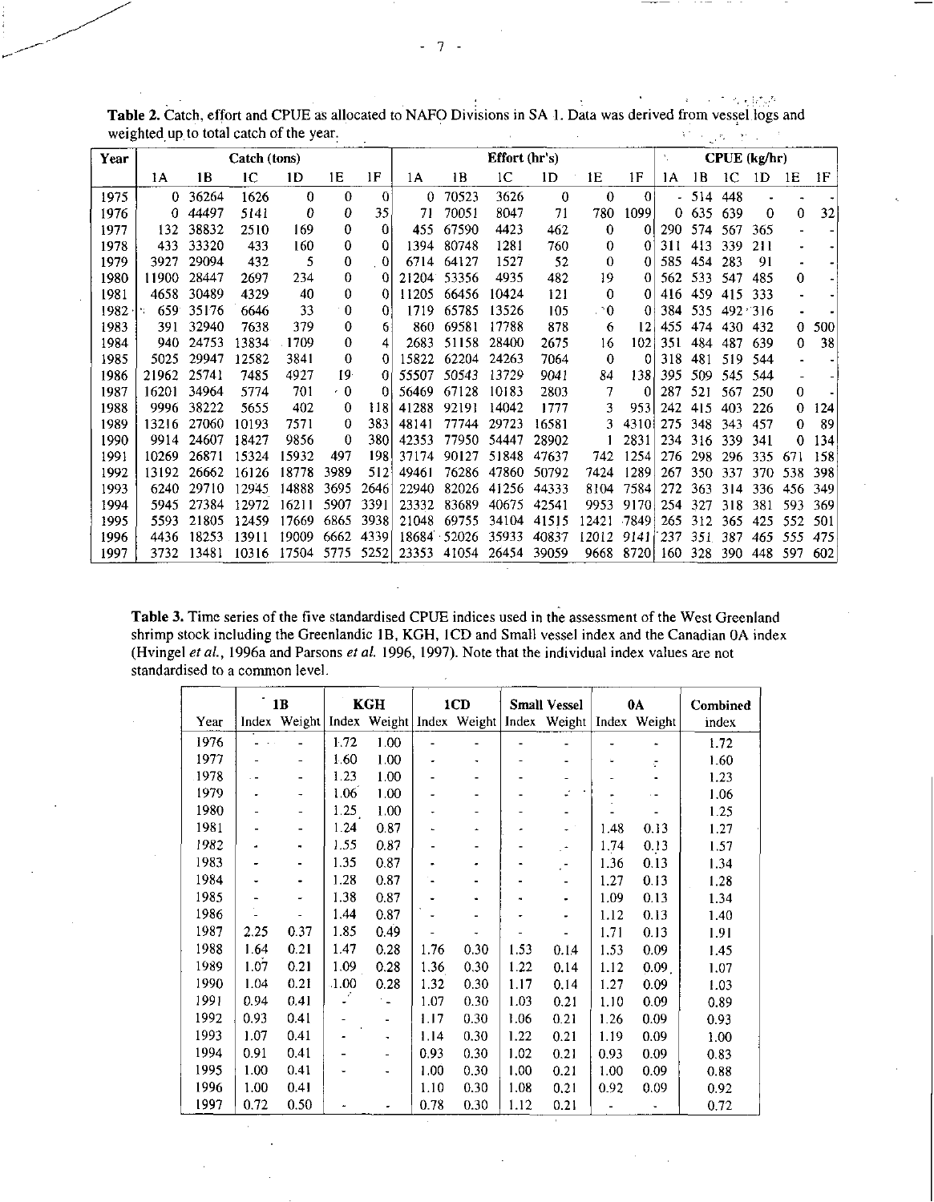**Table 2.** Catch, effort and CPUE as allocated to NAFO Divisions in SA 1. Data was derived from vessel logs and weighted up to total catch of the year.

| Year | Catch (tons) | | | | | | Effort (hr's) | | | | | | CPUE (kg/hr) | | | | | |
|---|---|---|---|---|---|---|---|---|---|---|---|---|---|---|---|---|---|---|
| | 1A | 1B | 1C | 1D | 1E | 1F | 1A | 1B | 1C | 1D | 1E | 1F | 1A | 1B | 1C | 1D | 1E | 1F |
| 1975 | 0 | 36264 | 1626 | 0 | 0 | 0 | 0 | 70523 | 3626 | 0 | 0 | 0 | - | 514 | 448 | - | - | - |
| 1976 | 0 | 44497 | 5141 | 0 | 0 | 35 | 71 | 70051 | 8047 | 71 | 780 | 1099 | 0 | 635 | 639 | 0 | 0 | 32 |
| 1977 | 132 | 38832 | 2510 | 169 | 0 | 0 | 455 | 67590 | 4423 | 462 | 0 | 0 | 290 | 574 | 567 | 365 | - | - |
| 1978 | 433 | 33320 | 433 | 160 | 0 | 0 | 1394 | 80748 | 1281 | 760 | 0 | 0 | 311 | 413 | 339 | 211 | - | - |
| 1979 | 3927 | 29094 | 432 | 5 | 0 | 0 | 6714 | 64127 | 1527 | 52 | 0 | 0 | 585 | 454 | 283 | 91 | - | - |
| 1980 | 11900 | 28447 | 2697 | 234 | 0 | 0 | 21204 | 53356 | 4935 | 482 | 19 | 0 | 562 | 533 | 547 | 485 | 0 | - |
| 1981 | 4658 | 30489 | 4329 | 40 | 0 | 0 | 11205 | 66456 | 10424 | 121 | 0 | 0 | 416 | 459 | 415 | 333 | - | - |
| 1982 | 659 | 35176 | 6646 | 33 | 0 | 0 | 1719 | 65785 | 13526 | 105 | 0 | 0 | 384 | 535 | 492 | 316 | - | - |
| 1983 | 391 | 32940 | 7638 | 379 | 0 | 6 | 860 | 69581 | 17788 | 878 | 6 | 12 | 455 | 474 | 430 | 432 | 0 | 500 |
| 1984 | 940 | 24753 | 13834 | 1709 | 0 | 4 | 2683 | 51158 | 28400 | 2675 | 16 | 102 | 351 | 484 | 487 | 639 | 0 | 38 |
| 1985 | 5025 | 29947 | 12582 | 3841 | 0 | 0 | 15822 | 62204 | 24263 | 7064 | 0 | 0 | 318 | 481 | 519 | 544 | - | - |
| 1986 | 21962 | 25741 | 7485 | 4927 | 19 | 0 | 55507 | 50543 | 13729 | 9041 | 84 | 138 | 395 | 509 | 545 | 544 | - | - |
| 1987 | 16201 | 34964 | 5774 | 701 | 0 | 0 | 56469 | 67128 | 10183 | 2803 | 7 | 0 | 287 | 521 | 567 | 250 | 0 | - |
| 1988 | 9996 | 38222 | 5655 | 402 | 0 | 118 | 41288 | 92191 | 14042 | 1777 | 3 | 953 | 242 | 415 | 403 | 226 | 0 | 124 |
| 1989 | 13216 | 27060 | 10193 | 7571 | 0 | 383 | 48141 | 77744 | 29723 | 16581 | 3 | 4310 | 275 | 348 | 343 | 457 | 0 | 89 |
| 1990 | 9914 | 24607 | 18427 | 9856 | 0 | 380 | 42353 | 77950 | 54447 | 28902 | 1 | 2831 | 234 | 316 | 339 | 341 | 0 | 134 |
| 1991 | 10269 | 26871 | 15324 | 15932 | 497 | 198 | 37174 | 90127 | 51848 | 47637 | 742 | 1254 | 276 | 298 | 296 | 335 | 671 | 158 |
| 1992 | 13192 | 26662 | 16126 | 18778 | 3989 | 512 | 49461 | 76286 | 47860 | 50792 | 7424 | 1289 | 267 | 350 | 337 | 370 | 538 | 398 |
| 1993 | 6240 | 29710 | 12945 | 14888 | 3695 | 2646 | 22940 | 82026 | 41256 | 44333 | 8104 | 7584 | 272 | 363 | 314 | 336 | 456 | 349 |
| 1994 | 5945 | 27384 | 12972 | 16211 | 5907 | 3391 | 23332 | 83689 | 40675 | 42541 | 9953 | 9170 | 254 | 327 | 318 | 381 | 593 | 369 |
| 1995 | 5593 | 21805 | 12459 | 17669 | 6865 | 3938 | 21048 | 69755 | 34104 | 41515 | 12421 | 7849 | 265 | 312 | 365 | 425 | 552 | 501 |
| 1996 | 4436 | 18253 | 13911 | 19009 | 6662 | 4339 | 18684 | 52026 | 35933 | 40837 | 12012 | 9141 | 237 | 351 | 387 | 465 | 555 | 475 |
| 1997 | 3732 | 13481 | 10316 | 17504 | 5775 | 5252 | 23353 | 41054 | 26454 | 39059 | 9668 | 8720 | 160 | 328 | 390 | 448 | 597 | 602 |

**Table 3.** Time series of the five standardised CPUE indices used in the assessment of the West Greenland shrimp stock including the Greenlandic 1B, KGH, 1CD and Small vessel index and the Canadian 0A index (Hvingel *et al.*, 1996a and Parsons *et al.* 1996, 1997). Note that the individual index values are not standardised to a common level.

| | 1B | | KGH | | 1CD | | Small Vessel | | 0A | | Combined |
|---|---|---|---|---|---|---|---|---|---|---|---|
| Year | Index | Weight | Index | Weight | Index | Weight | Index | Weight | Index | Weight | index |
| 1976 | - | - | 1.72 | 1.00 | - | - | - | - | - | - | 1.72 |
| 1977 | - | - | 1.60 | 1.00 | - | - | - | - | - | - | 1.60 |
| 1978 | - | - | 1.23 | 1.00 | - | - | - | - | - | - | 1.23 |
| 1979 | - | - | 1.06 | 1.00 | - | - | - | - | - | - | 1.06 |
| 1980 | - | - | 1.25 | 1.00 | - | - | - | - | - | - | 1.25 |
| 1981 | - | - | 1.24 | 0.87 | - | - | - | - | 1.48 | 0.13 | 1.27 |
| 1982 | - | - | 1.55 | 0.87 | - | - | - | - | 1.74 | 0.13 | 1.57 |
| 1983 | - | - | 1.35 | 0.87 | - | - | - | - | 1.36 | 0.13 | 1.34 |
| 1984 | - | - | 1.28 | 0.87 | - | - | - | - | 1.27 | 0.13 | 1.28 |
| 1985 | - | - | 1.38 | 0.87 | - | - | - | - | 1.09 | 0.13 | 1.34 |
| 1986 | - | - | 1.44 | 0.87 | - | - | - | - | 1.12 | 0.13 | 1.40 |
| 1987 | 2.25 | 0.37 | 1.85 | 0.49 | - | - | - | - | 1.71 | 0.13 | 1.91 |
| 1988 | 1.64 | 0.21 | 1.47 | 0.28 | 1.76 | 0.30 | 1.53 | 0.14 | 1.53 | 0.09 | 1.45 |
| 1989 | 1.07 | 0.21 | 1.09 | 0.28 | 1.36 | 0.30 | 1.22 | 0.14 | 1.12 | 0.09 | 1.07 |
| 1990 | 1.04 | 0.21 | 1.00 | 0.28 | 1.32 | 0.30 | 1.17 | 0.14 | 1.27 | 0.09 | 1.03 |
| 1991 | 0.94 | 0.41 | - | - | 1.07 | 0.30 | 1.03 | 0.21 | 1.10 | 0.09 | 0.89 |
| 1992 | 0.93 | 0.41 | - | - | 1.17 | 0.30 | 1.06 | 0.21 | 1.26 | 0.09 | 0.93 |
| 1993 | 1.07 | 0.41 | - | - | 1.14 | 0.30 | 1.22 | 0.21 | 1.19 | 0.09 | 1.00 |
| 1994 | 0.91 | 0.41 | - | - | 0.93 | 0.30 | 1.02 | 0.21 | 0.93 | 0.09 | 0.83 |
| 1995 | 1.00 | 0.41 | - | - | 1.00 | 0.30 | 1.00 | 0.21 | 1.00 | 0.09 | 0.88 |
| 1996 | 1.00 | 0.41 | | | 1.10 | 0.30 | 1.08 | 0.21 | 0.92 | 0.09 | 0.92 |
| 1997 | 0.72 | 0.50 | - | - | 0.78 | 0.30 | 1.12 | 0.21 | - | - | 0.72 |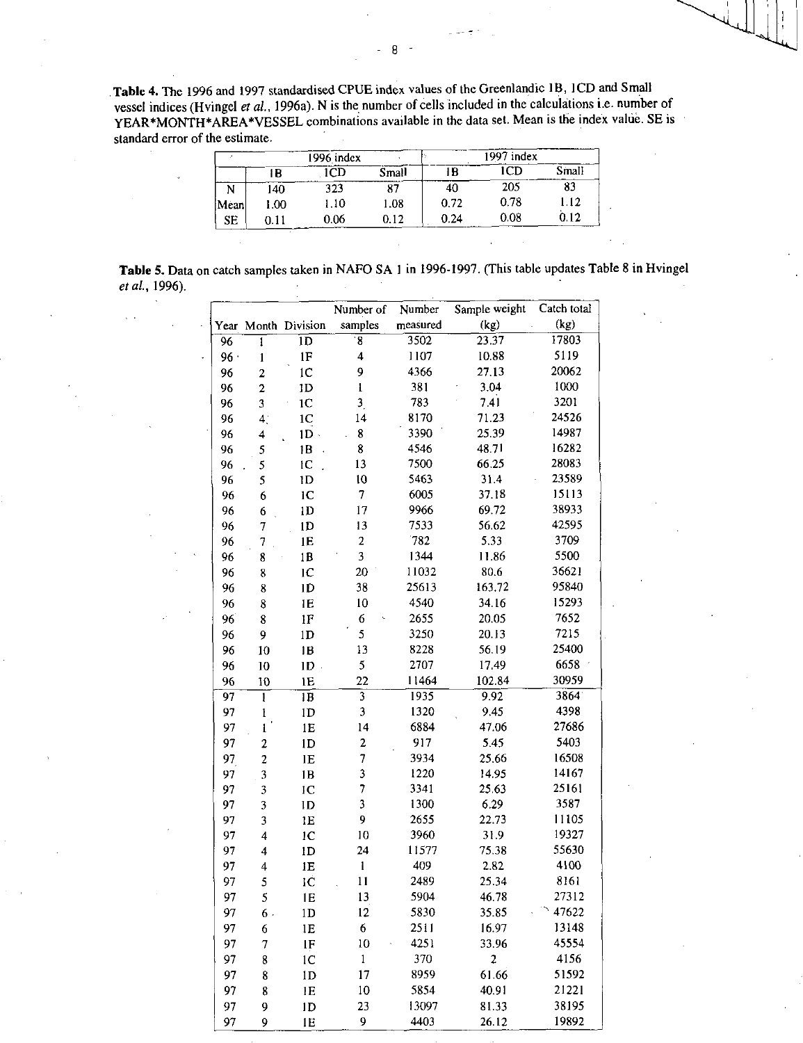**Table 4.** The 1996 and 1997 standardised CPUE index values of the Greenlandic 1B, 1CD and Small vessel indices (Hvingel *et al.*, 1996a). N is the number of cells included in the calculations i.e. number of YEAR*MONTH*AREA*VESSEL combinations available in the data set. Mean is the index value. SE is standard error of the estimate.

| | 1996 index | | | 1997 index | | |
|---|---|---|---|---|---|---|
| | 1B | 1CD | Small | 1B | 1CD | Small |
| N | 140 | 323 | 87 | 40 | 205 | 83 |
| Mean | 1.00 | 1.10 | 1.08 | 0.72 | 0.78 | 1.12 |
| SE | 0.11 | 0.06 | 0.12 | 0.24 | 0.08 | 0.12 |

**Table 5.** Data on catch samples taken in NAFO SA 1 in 1996-1997. (This table updates Table 8 in Hvingel *et al.*, 1996).

| Year | Month | Division | Number of samples | Number measured | Sample weight (kg) | Catch total (kg) |
|---|---|---|---|---|---|---|
| 96 | 1 | 1D | 8 | 3502 | 23.37 | 17803 |
| 96 | 1 | 1F | 4 | 1107 | 10.88 | 5119 |
| 96 | 2 | 1C | 9 | 4366 | 27.13 | 20062 |
| 96 | 2 | 1D | 1 | 381 | 3.04 | 1000 |
| 96 | 3 | 1C | 3 | 783 | 7.41 | 3201 |
| 96 | 4 | 1C | 14 | 8170 | 71.23 | 24526 |
| 96 | 4 | 1D | 8 | 3390 | 25.39 | 14987 |
| 96 | 5 | 1B | 8 | 4546 | 48.71 | 16282 |
| 96 | 5 | 1C | 13 | 7500 | 66.25 | 28083 |
| 96 | 5 | 1D | 10 | 5463 | 31.4 | 23589 |
| 96 | 6 | 1C | 7 | 6005 | 37.18 | 15113 |
| 96 | 6 | 1D | 17 | 9966 | 69.72 | 38933 |
| 96 | 7 | 1D | 13 | 7533 | 56.62 | 42595 |
| 96 | 7 | 1E | 2 | 782 | 5.33 | 3709 |
| 96 | 8 | 1B | 3 | 1344 | 11.86 | 5500 |
| 96 | 8 | 1C | 20 | 11032 | 80.6 | 36621 |
| 96 | 8 | 1D | 38 | 25613 | 163.72 | 95840 |
| 96 | 8 | 1E | 10 | 4540 | 34.16 | 15293 |
| 96 | 8 | 1F | 6 | 2655 | 20.05 | 7652 |
| 96 | 9 | 1D | 5 | 3250 | 20.13 | 7215 |
| 96 | 10 | 1B | 13 | 8228 | 56.19 | 25400 |
| 96 | 10 | 1D | 5 | 2707 | 17.49 | 6658 |
| 96 | 10 | 1E | 22 | 11464 | 102.84 | 30959 |
| 97 | 1 | 1B | 3 | 1935 | 9.92 | 3864 |
| 97 | 1 | 1D | 3 | 1320 | 9.45 | 4398 |
| 97 | 1 | 1E | 14 | 6884 | 47.06 | 27686 |
| 97 | 2 | 1D | 2 | 917 | 5.45 | 5403 |
| 97 | 2 | 1E | 7 | 3934 | 25.66 | 16508 |
| 97 | 3 | 1B | 3 | 1220 | 14.95 | 14167 |
| 97 | 3 | 1C | 7 | 3341 | 25.63 | 25161 |
| 97 | 3 | 1D | 3 | 1300 | 6.29 | 3587 |
| 97 | 3 | 1E | 9 | 2655 | 22.73 | 11105 |
| 97 | 4 | 1C | 10 | 3960 | 31.9 | 19327 |
| 97 | 4 | 1D | 24 | 11577 | 75.38 | 55630 |
| 97 | 4 | 1E | 1 | 409 | 2.82 | 4100 |
| 97 | 5 | 1C | 11 | 2489 | 25.34 | 8161 |
| 97 | 5 | 1E | 13 | 5904 | 46.78 | 27312 |
| 97 | 6 | 1D | 12 | 5830 | 35.85 | 47622 |
| 97 | 6 | 1E | 6 | 2511 | 16.97 | 13148 |
| 97 | 7 | 1F | 10 | 4251 | 33.96 | 45554 |
| 97 | 8 | 1C | 1 | 370 | 2 | 4156 |
| 97 | 8 | 1D | 17 | 8959 | 61.66 | 51592 |
| 97 | 8 | 1E | 10 | 5854 | 40.91 | 21221 |
| 97 | 9 | 1D | 23 | 13097 | 81.33 | 38195 |
| 97 | 9 | 1E | 9 | 4403 | 26.12 | 19892 |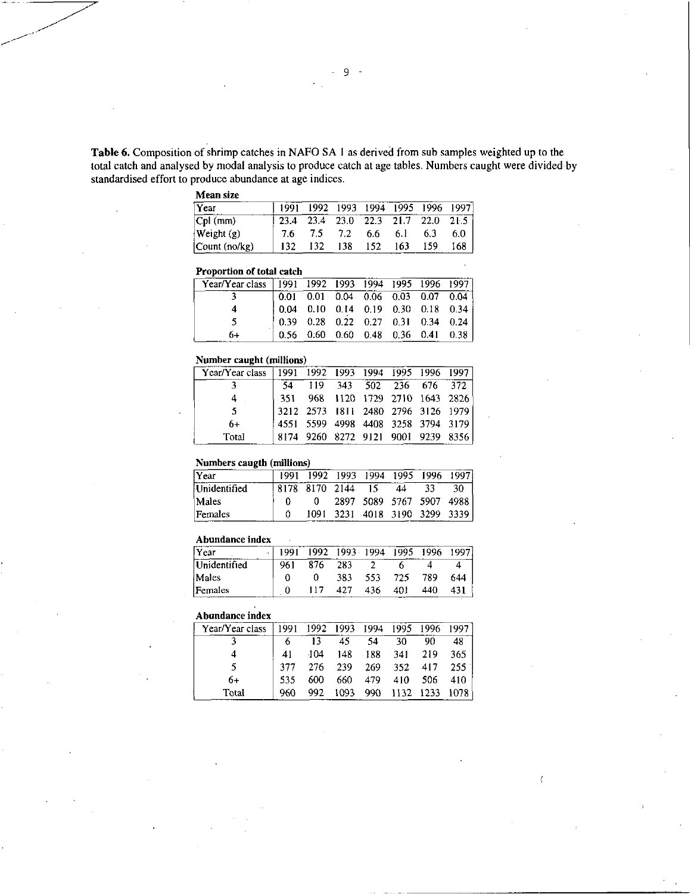**Table 6.** Composition of shrimp catches in NAFO SA 1 as derived from sub samples weighted up to the total catch and analysed by modal analysis to produce catch at age tables. Numbers caught were divided by standardised effort to produce abundance at age indices.

**Mean size**

| Year | 1991 | 1992 | 1993 | 1994 | 1995 | 1996 | 1997 |
|---|---|---|---|---|---|---|---|
| Cpl (mm) | 23.4 | 23.4 | 23.0 | 22.3 | 21.7 | 22.0 | 21.5 |
| Weight (g) | 7.6 | 7.5 | 7.2 | 6.6 | 6.1 | 6.3 | 6.0 |
| Count (no/kg) | 132 | 132 | 138 | 152 | 163 | 159 | 168 |

**Proportion of total catch**

| Year/Year class | 1991 | 1992 | 1993 | 1994 | 1995 | 1996 | 1997 |
|---|---|---|---|---|---|---|---|
| 3 | 0.01 | 0.01 | 0.04 | 0.06 | 0.03 | 0.07 | 0.04 |
| 4 | 0.04 | 0.10 | 0.14 | 0.19 | 0.30 | 0.18 | 0.34 |
| 5 | 0.39 | 0.28 | 0.22 | 0.27 | 0.31 | 0.34 | 0.24 |
| 6+ | 0.56 | 0.60 | 0.60 | 0.48 | 0.36 | 0.41 | 0.38 |

**Number caught (millions)**

| Year/Year class | 1991 | 1992 | 1993 | 1994 | 1995 | 1996 | 1997 |
|---|---|---|---|---|---|---|---|
| 3 | 54 | 119 | 343 | 502 | 236 | 676 | 372 |
| 4 | 351 | 968 | 1120 | 1729 | 2710 | 1643 | 2826 |
| 5 | 3212 | 2573 | 1811 | 2480 | 2796 | 3126 | 1979 |
| 6+ | 4551 | 5599 | 4998 | 4408 | 3258 | 3794 | 3179 |
| Total | 8174 | 9260 | 8272 | 9121 | 9001 | 9239 | 8356 |

**Numbers caugth (millions)**

| Year | 1991 | 1992 | 1993 | 1994 | 1995 | 1996 | 1997 |
|---|---|---|---|---|---|---|---|
| Unidentified | 8178 | 8170 | 2144 | 15 | 44 | 33 | 30 |
| Males | 0 | 0 | 2897 | 5089 | 5767 | 5907 | 4988 |
| Females | 0 | 1091 | 3231 | 4018 | 3190 | 3299 | 3339 |

**Abundance index**

| Year | 1991 | 1992 | 1993 | 1994 | 1995 | 1996 | 1997 |
|---|---|---|---|---|---|---|---|
| Unidentified | 961 | 876 | 283 | 2 | 6 | 4 | 4 |
| Males | 0 | 0 | 383 | 553 | 725 | 789 | 644 |
| Females | 0 | 117 | 427 | 436 | 401 | 440 | 431 |

**Abundance index**

| Year/Year class | 1991 | 1992 | 1993 | 1994 | 1995 | 1996 | 1997 |
|---|---|---|---|---|---|---|---|
| 3 | 6 | 13 | 45 | 54 | 30 | 90 | 48 |
| 4 | 41 | 104 | 148 | 188 | 341 | 219 | 365 |
| 5 | 377 | 276 | 239 | 269 | 352 | 417 | 255 |
| 6+ | 535 | 600 | 660 | 479 | 410 | 506 | 410 |
| Total | 960 | 992 | 1093 | 990 | 1132 | 1233 | 1078 |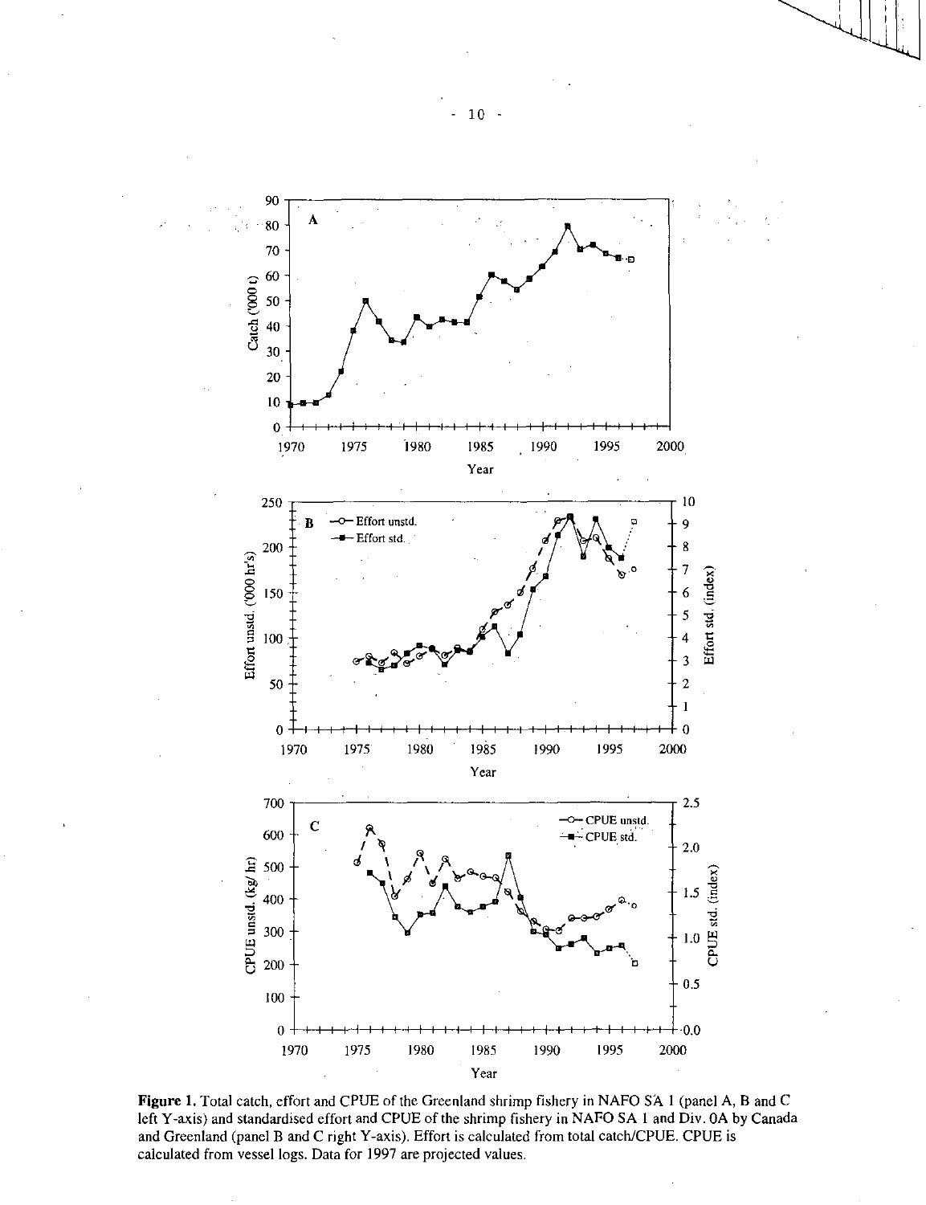**Figure 1.** Total catch, effort and CPUE of the Greenland shrimp fishery in NAFO SA 1 (panel A, B and C left Y-axis) and standardised effort and CPUE of the shrimp fishery in NAFO SA 1 and Div. 0A by Canada and Greenland (panel B and C right Y-axis). Effort is calculated from total catch/CPUE. CPUE is calculated from vessel logs. Data for 1997 are projected values.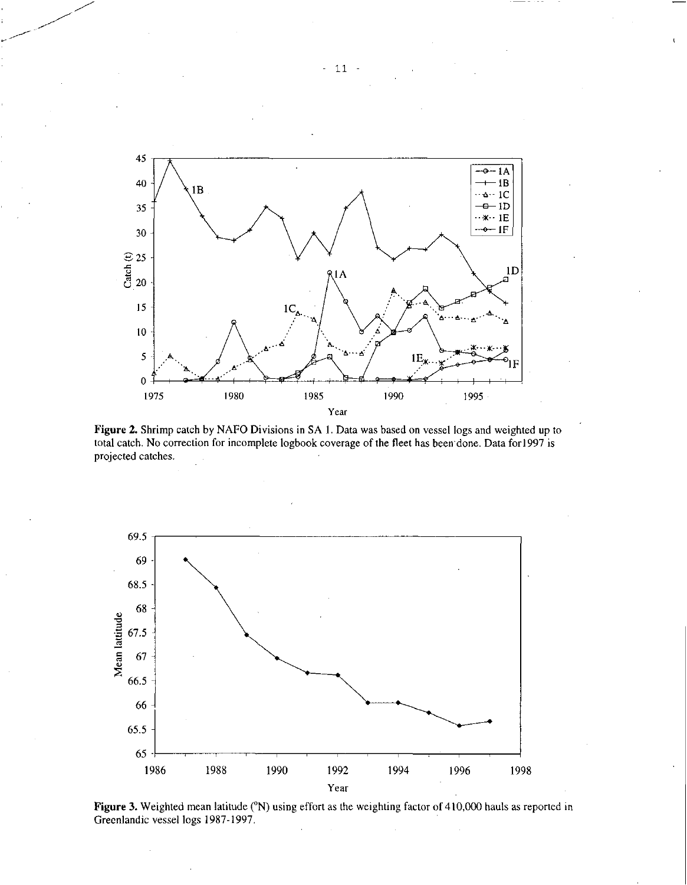**Figure 2.** Shrimp catch by NAFO Divisions in SA 1. Data was based on vessel logs and weighted up to total catch. No correction for incomplete logbook coverage of the fleet has been done. Data for1997 is projected catches.

**Figure 3.** Weighted mean latitude (°N) using effort as the weighting factor of 410,000 hauls as reported in Greenlandic vessel logs 1987-1997.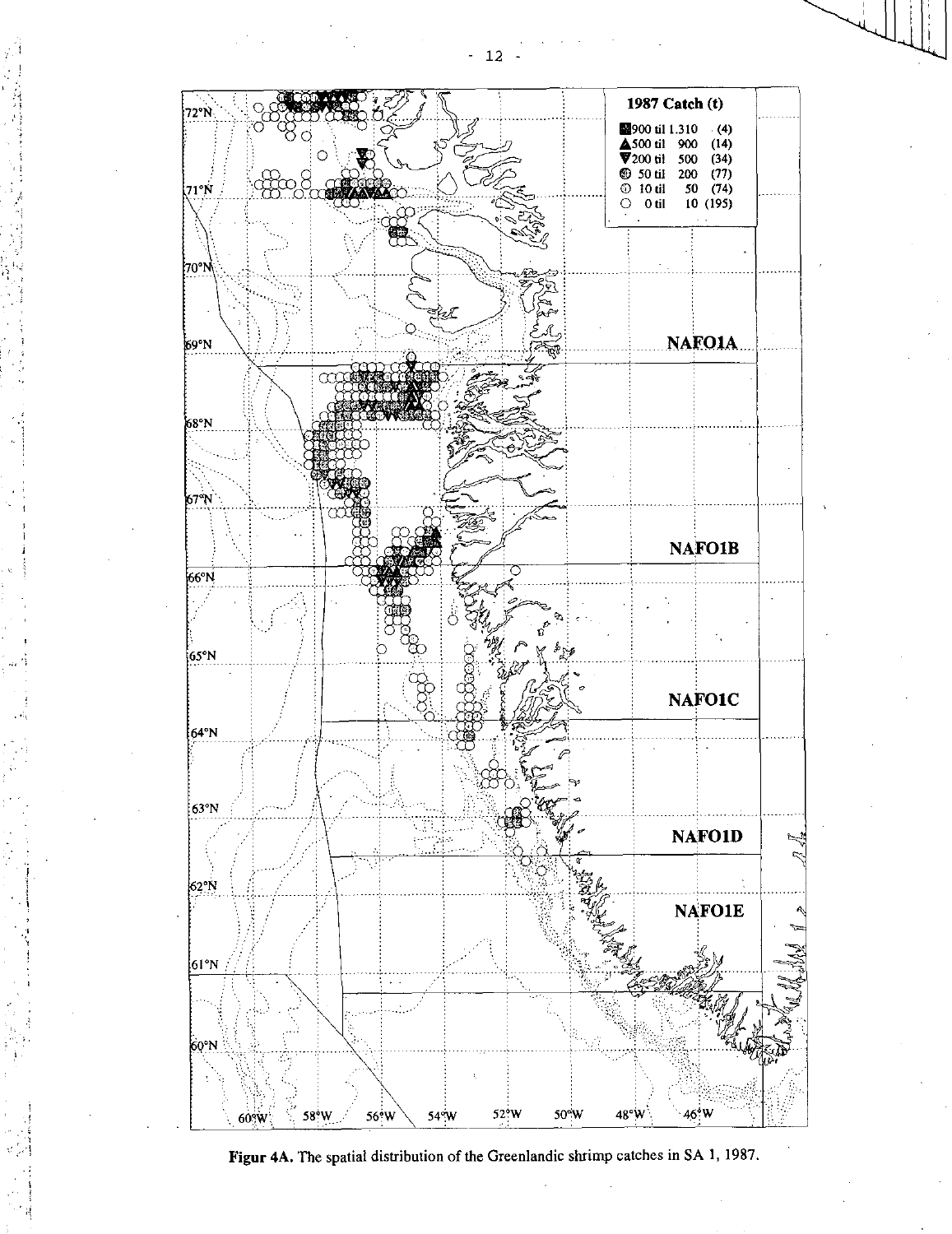**Figur 4A.** The spatial distribution of the Greenlandic shrimp catches in SA 1, 1987.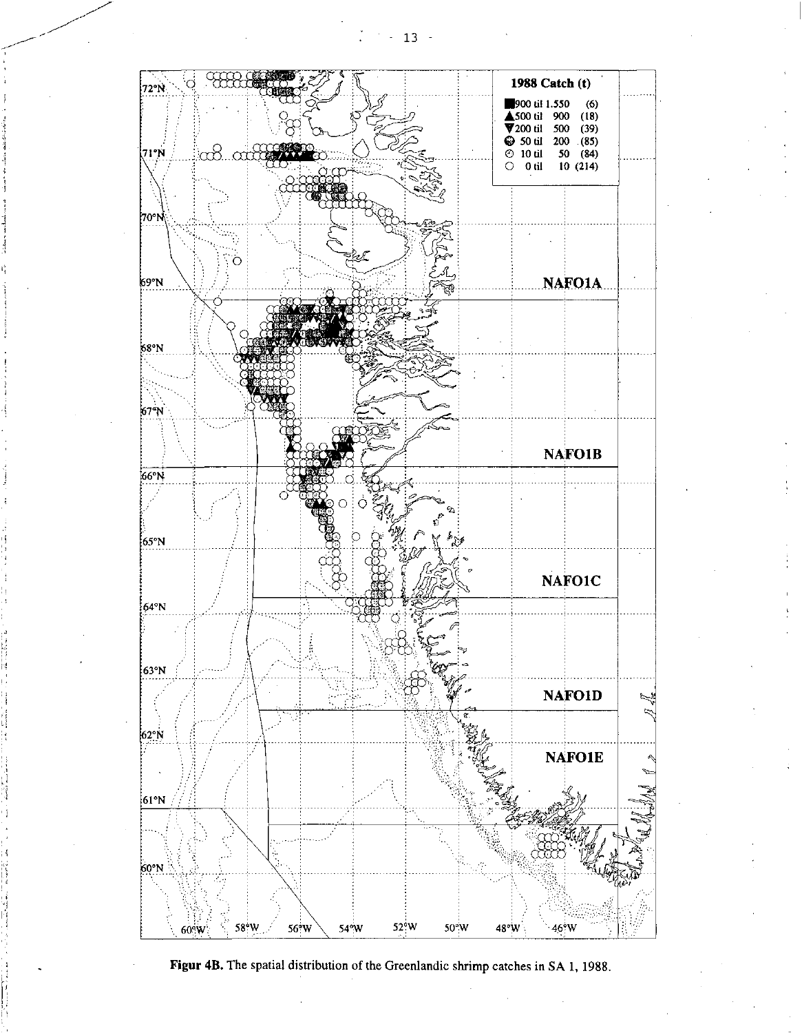**1988 Catch (t)**

| Symbol | Range | Count |
|---|---|---|
| ■ | 900 til 1.550 | (6) |
| ▲ | 500 til 900 | (18) |
| ▼ | 200 til 500 | (39) |
| ◍ | 50 til 200 | (85) |
| ⊙ | 10 til 50 | (84) |
| ○ | 0 til 10 | (214) |

NAFO1A

NAFO1B

NAFO1C

NAFO1D

NAFO1E

**Figur 4B.** The spatial distribution of the Greenlandic shrimp catches in SA 1, 1988.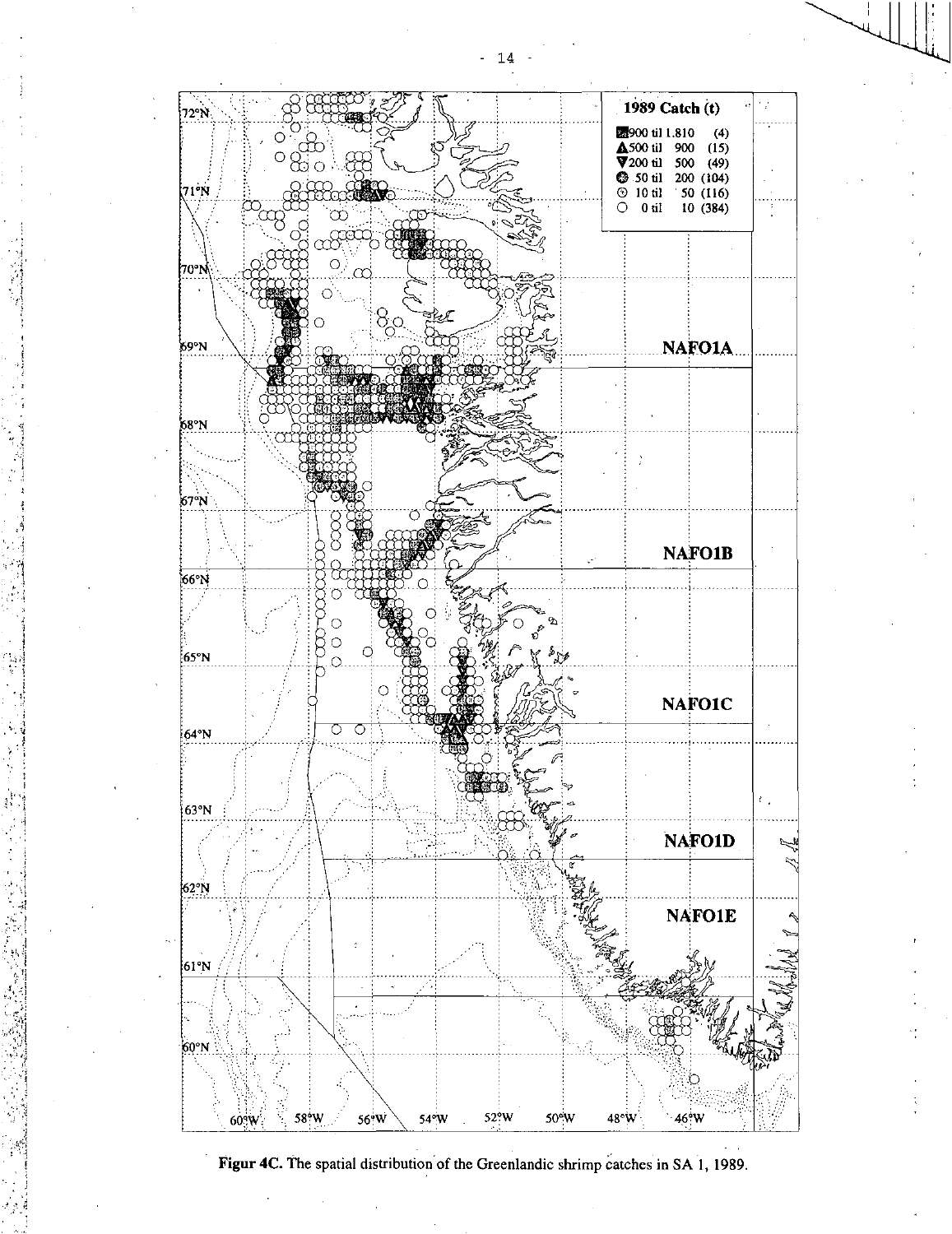**1989 Catch (t)**

| Symbol | Range | Count |
| --- | --- | --- |
| ■ | 900 til 1.810 | (4) |
| ▲ | 500 til 900 | (15) |
| ▼ | 200 til 500 | (49) |
| ◉ | 50 til 200 | (104) |
| ⊙ | 10 til 50 | (116) |
| ○ | 0 til 10 | (384) |

NAFO1A

NAFO1B

NAFO1C

NAFO1D

NAFO1E

72°N 71°N 70°N 69°N 68°N 67°N 66°N 65°N 64°N 63°N 62°N 61°N 60°N

60°W 58°W 56°W 54°W 52°W 50°W 48°W 46°W

**Figur 4C.** The spatial distribution of the Greenlandic shrimp catches in SA 1, 1989.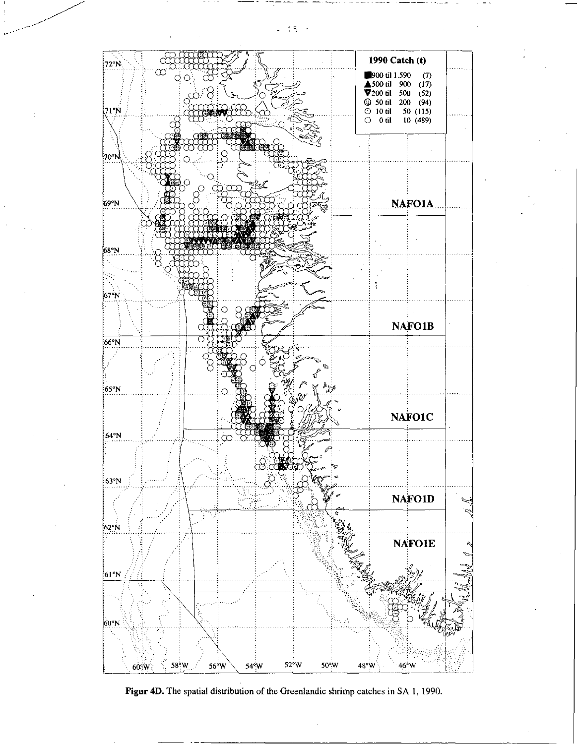**Figur 4D.** The spatial distribution of the Greenlandic shrimp catches in SA 1, 1990.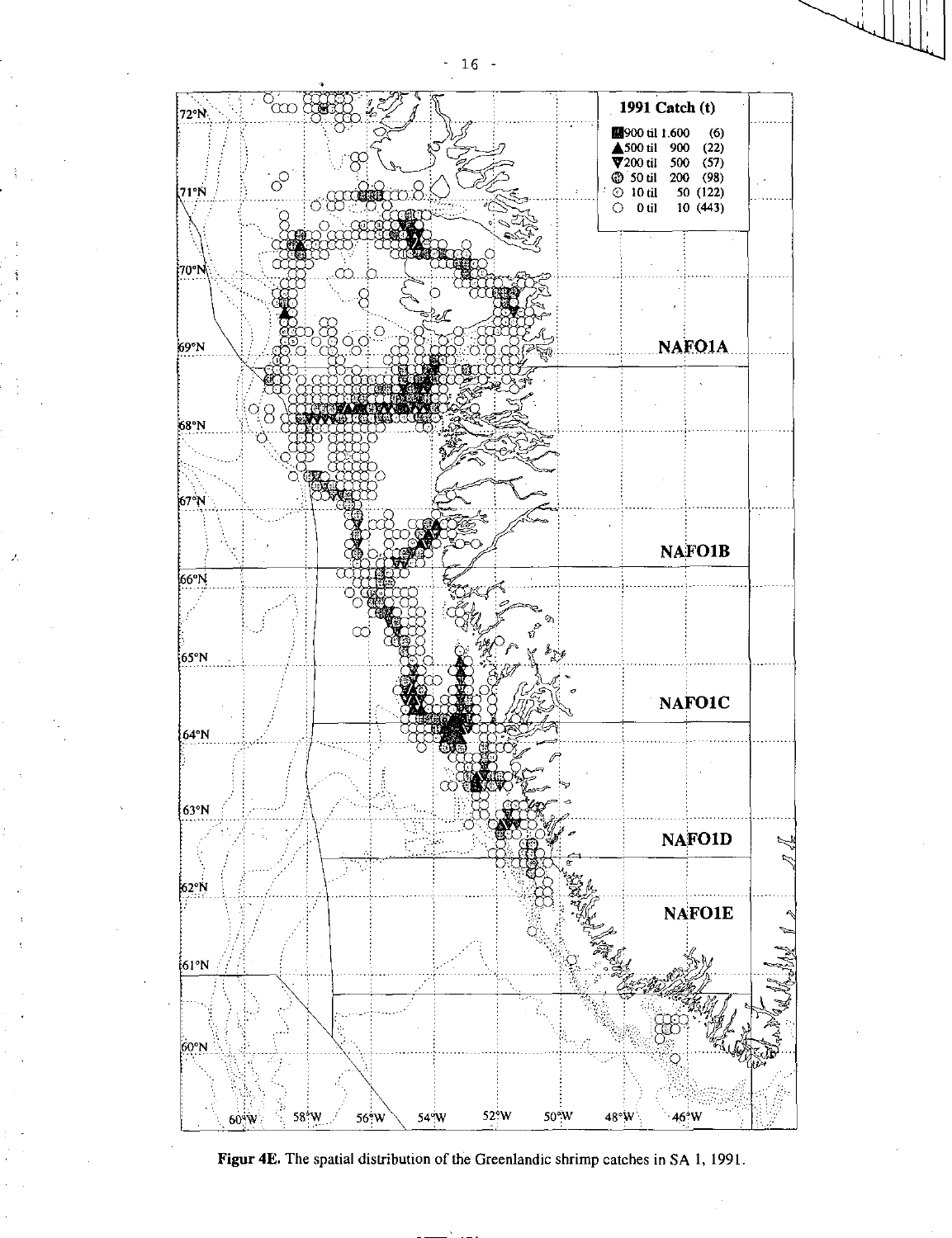| 1991 Catch (t) | |
|---|---|
| 900 til 1.600 | (6) |
| 500 til 900 | (22) |
| 200 til 500 | (57) |
| 50 til 200 | (98) |
| 10 til 50 | (122) |
| 0 til 10 | (443) |

NAFO1A

NAFO1B

NAFO1C

NAFO1D

NAFO1E

**Figur 4E.** The spatial distribution of the Greenlandic shrimp catches in SA 1, 1991.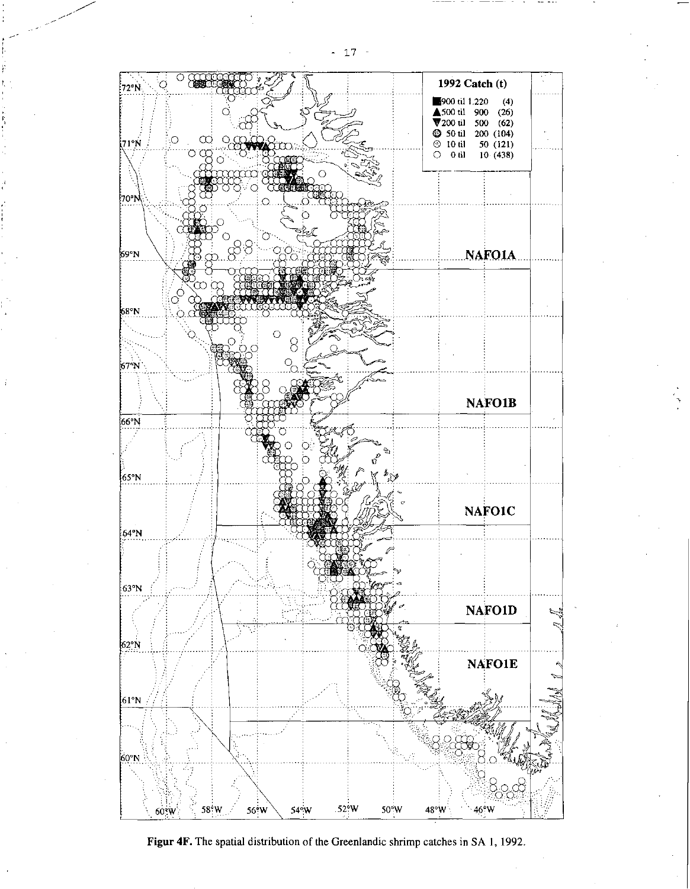**Figur 4F.** The spatial distribution of the Greenlandic shrimp catches in SA 1, 1992.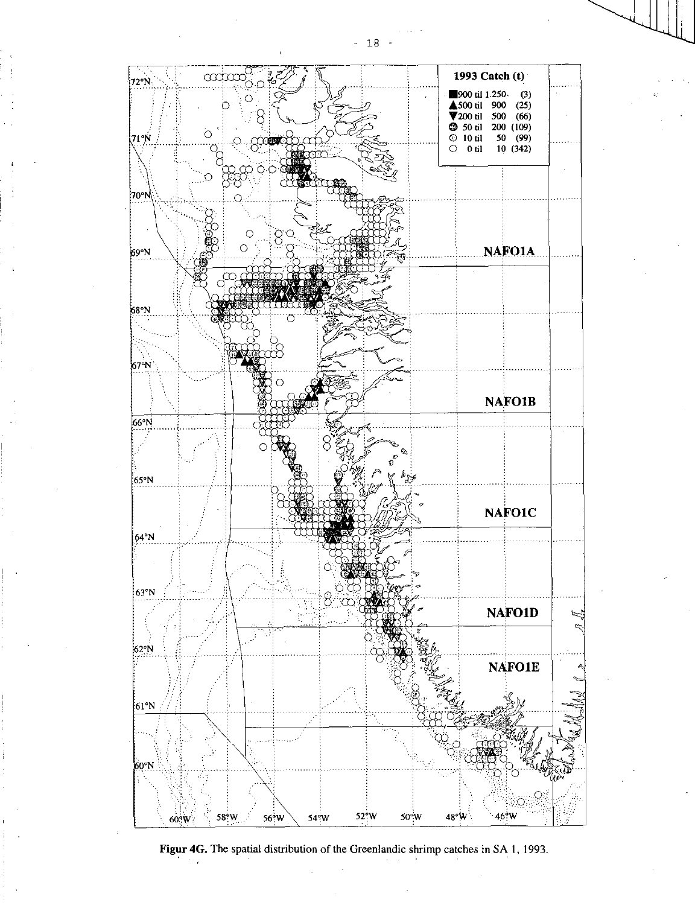**1993 Catch (t)**

| | | |
|---|---|---|
| ■ | 900 til 1.250 | (3) |
| ▲ | 500 til 900 | (25) |
| ▼ | 200 til 500 | (66) |
| ⊕ | 50 til 200 | (109) |
| ◐ | 10 til 50 | (99) |
| ○ | 0 til 10 | (342) |

NAFO1A

NAFO1B

NAFO1C

NAFO1D

NAFO1E

72°N, 71°N, 70°N, 69°N, 68°N, 67°N, 66°N, 65°N, 64°N, 63°N, 62°N, 61°N, 60°N

60°W, 58°W, 56°W, 54°W, 52°W, 50°W, 48°W, 46°W

**Figur 4G.** The spatial distribution of the Greenlandic shrimp catches in SA 1, 1993.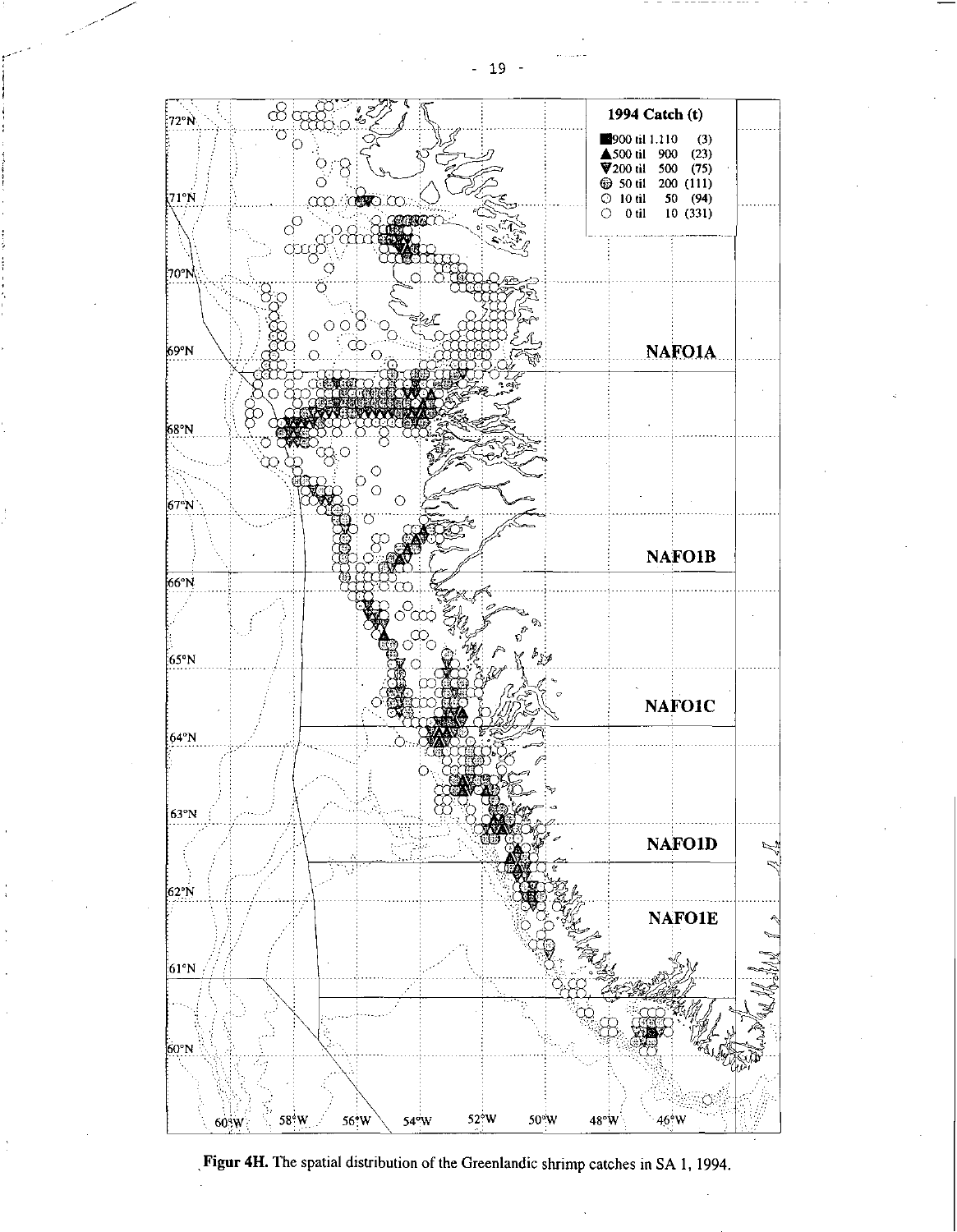**Figur 4H.** The spatial distribution of the Greenlandic shrimp catches in SA 1, 1994.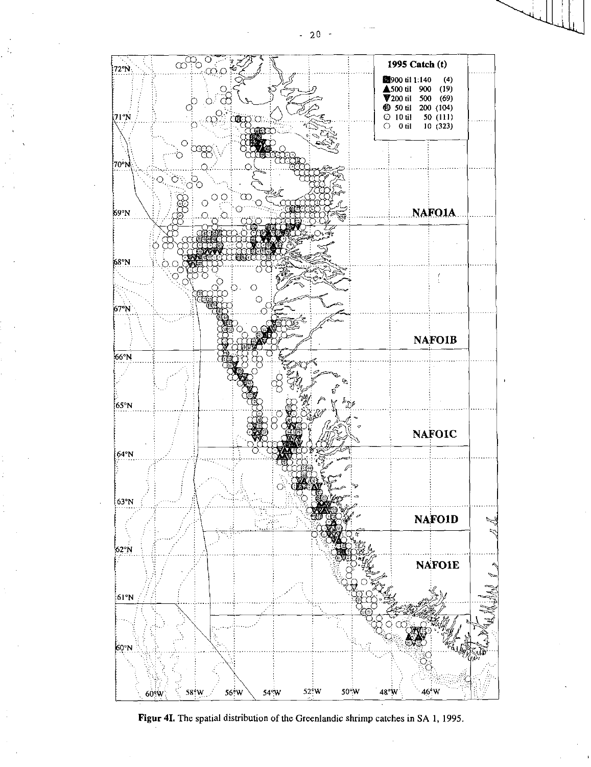Figur 4I. The spatial distribution of the Greenlandic shrimp catches in SA 1, 1995.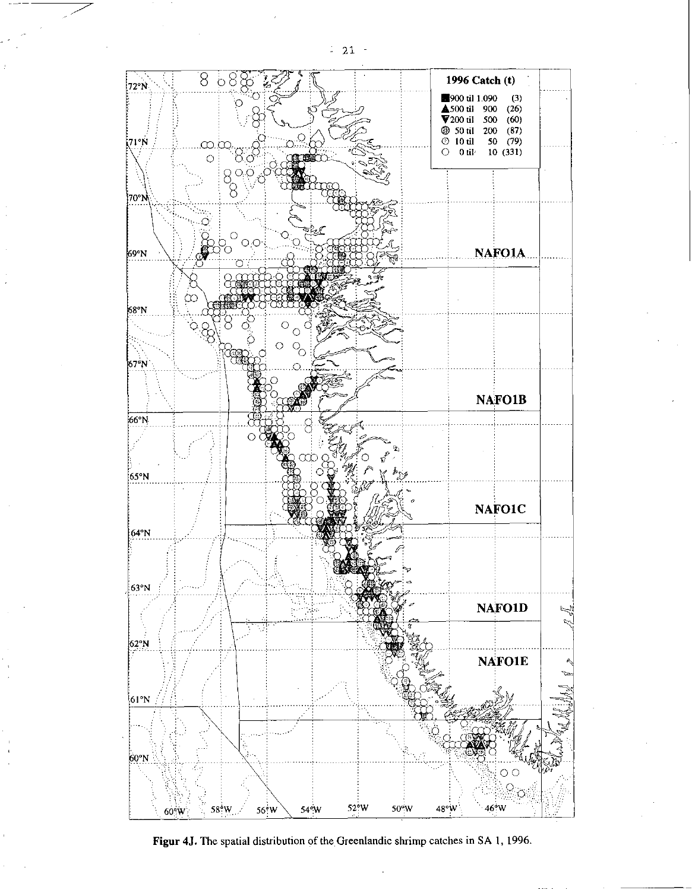**Figur 4J.** The spatial distribution of the Greenlandic shrimp catches in SA 1, 1996.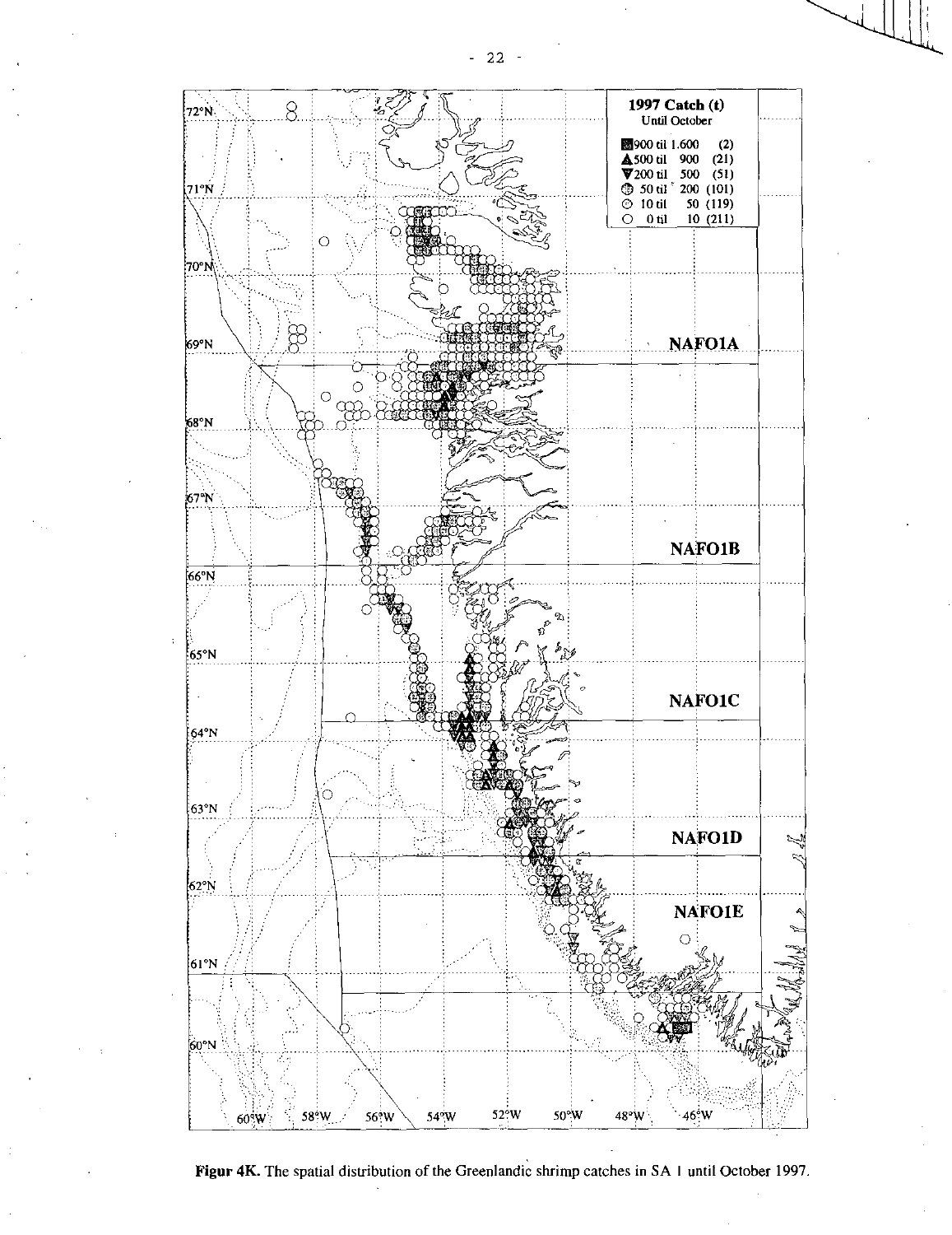**Figur 4K.** The spatial distribution of the Greenlandic shrimp catches in SA 1 until October 1997.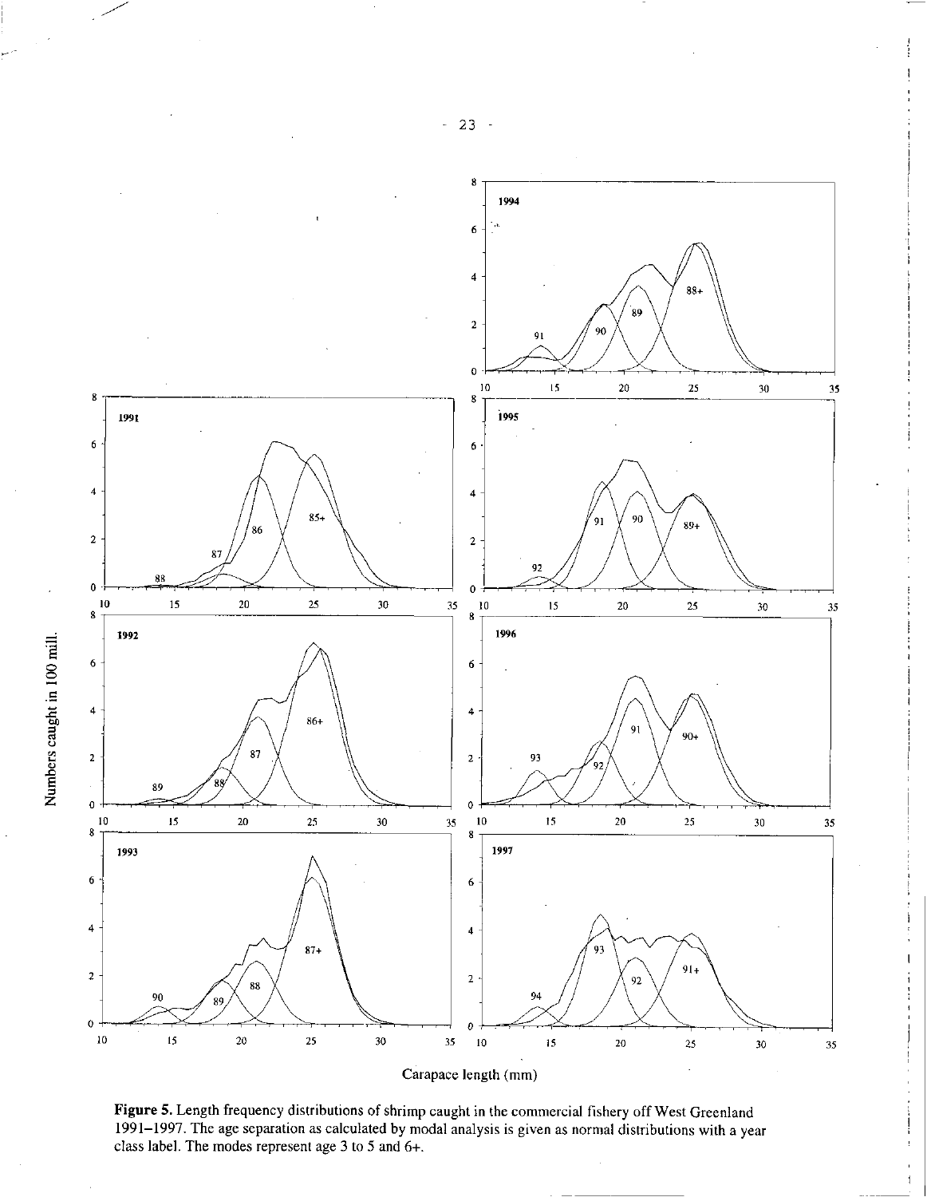Numbers caught in 100 mill.

Carapace length (mm)

**Figure 5.** Length frequency distributions of shrimp caught in the commercial fishery off West Greenland 1991–1997. The age separation as calculated by modal analysis is given as normal distributions with a year class label. The modes represent age 3 to 5 and 6+.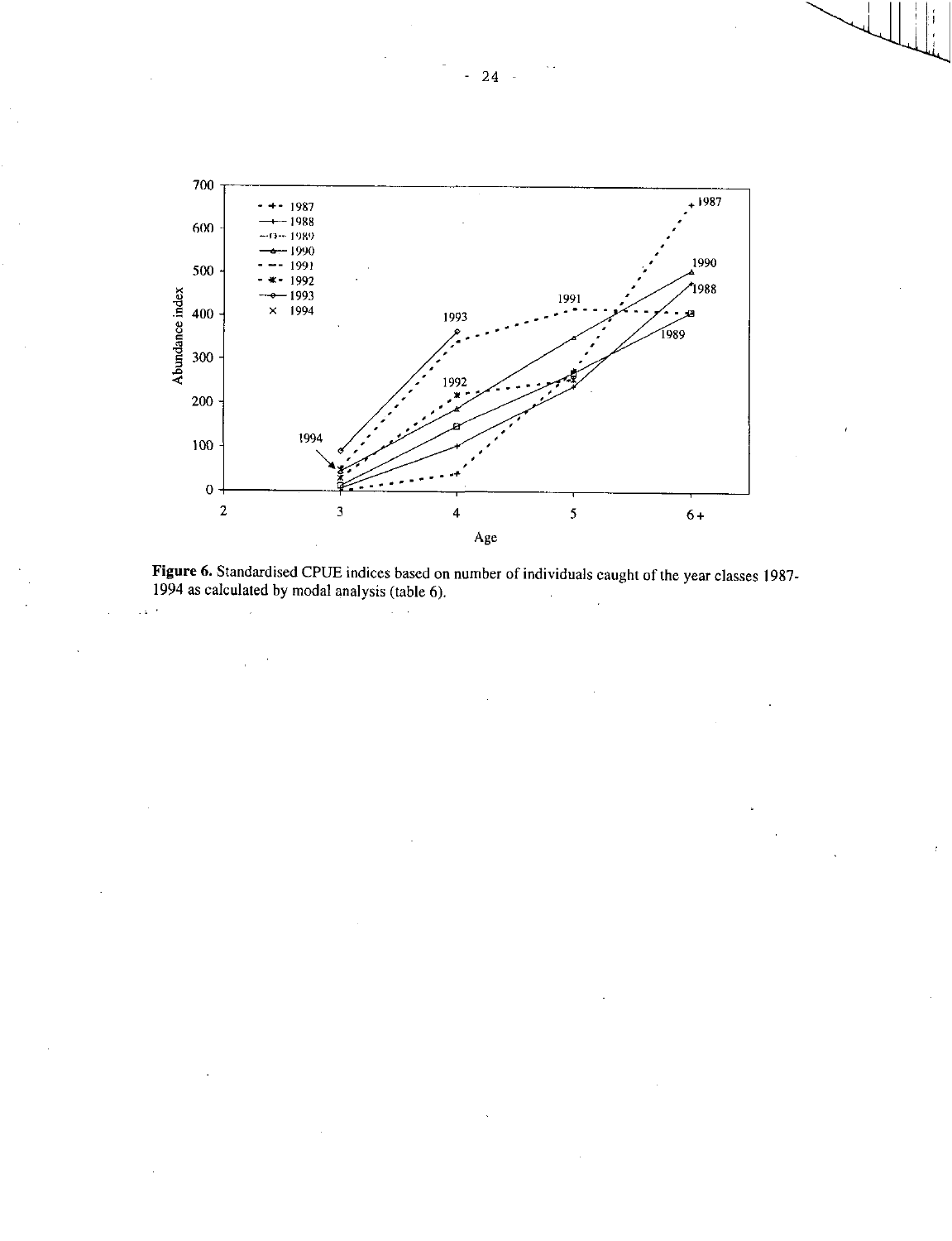700

600

500

400

300

200

100

0

Abundance index

2

3

4

5

6+

Age

1987

1988

1989

1990

1991

1992

1993

1994

1987

1990

1988

1989

1991

1993

1992

1994

**Figure 6.** Standardised CPUE indices based on number of individuals caught of the year classes 1987-1994 as calculated by modal analysis (table 6).